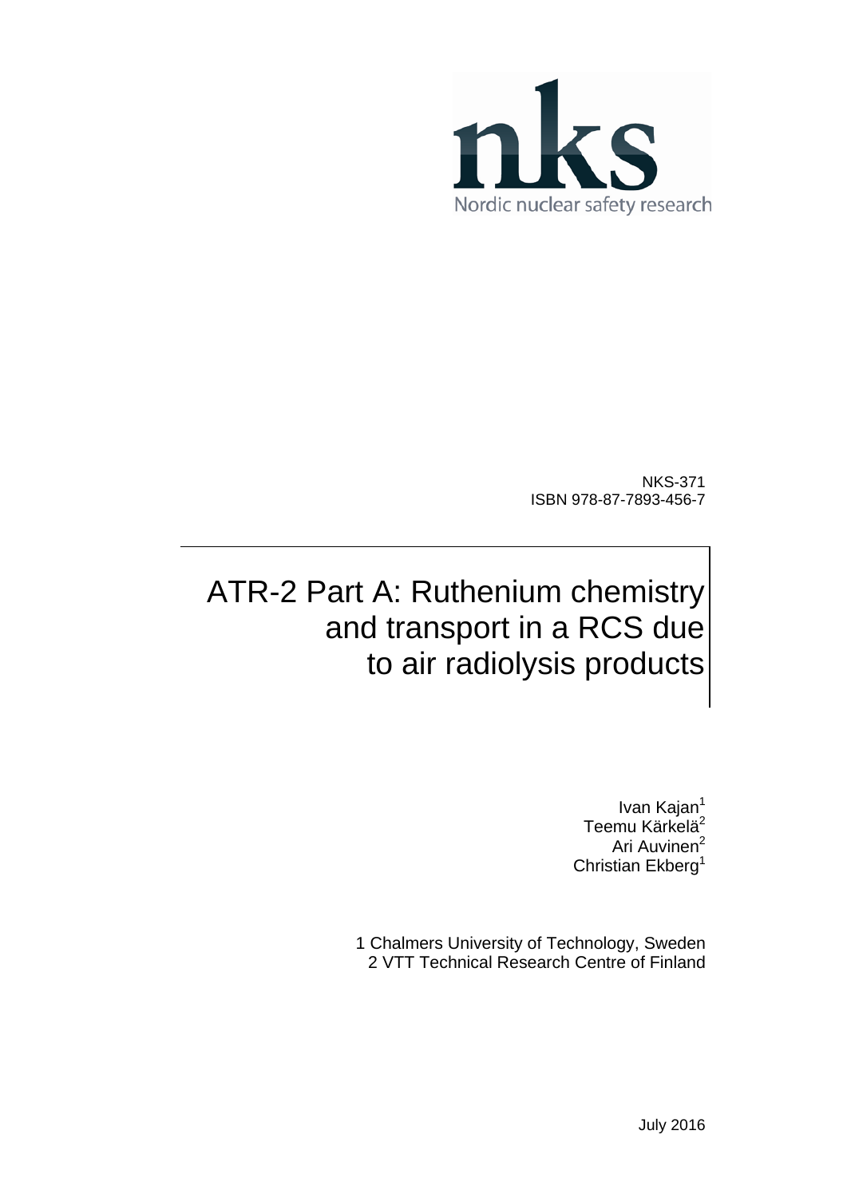nks

Nordic nuclear safety research

NKS-371
ISBN 978-87-7893-456-7

# ATR-2 Part A: Ruthenium chemistry and transport in a RCS due to air radiolysis products

Ivan Kajan[1]
Teemu Kärkelä[2]
Ari Auvinen[2]
Christian Ekberg[1]

1 Chalmers University of Technology, Sweden
2 VTT Technical Research Centre of Finland

July 2016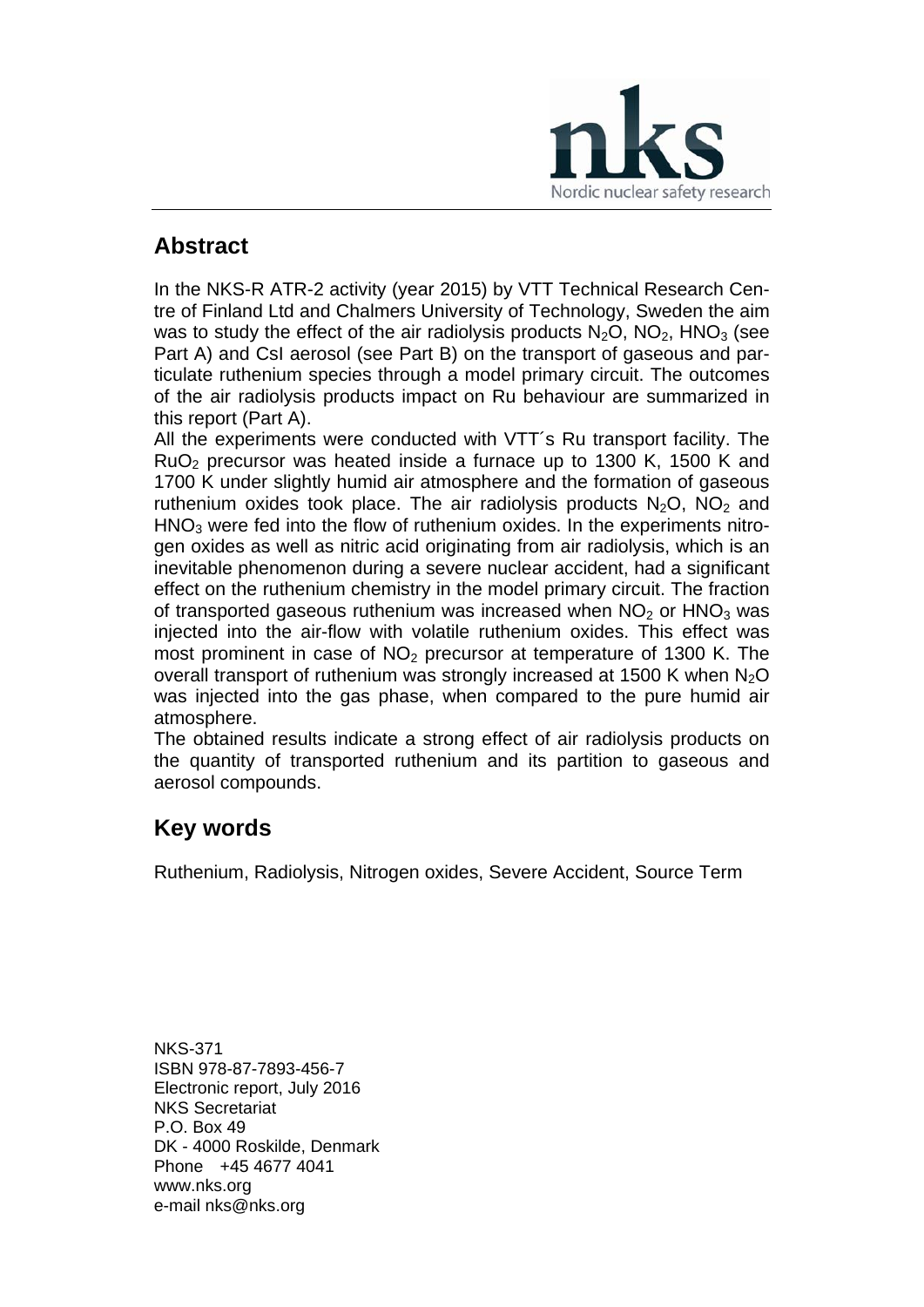## Abstract

In the NKS-R ATR-2 activity (year 2015) by VTT Technical Research Centre of Finland Ltd and Chalmers University of Technology, Sweden the aim was to study the effect of the air radiolysis products $N_2O$, $NO_2$, $HNO_3$ (see Part A) and CsI aerosol (see Part B) on the transport of gaseous and particulate ruthenium species through a model primary circuit. The outcomes of the air radiolysis products impact on Ru behaviour are summarized in this report (Part A).

All the experiments were conducted with VTT´s Ru transport facility. The $RuO_2$ precursor was heated inside a furnace up to 1300 K, 1500 K and 1700 K under slightly humid air atmosphere and the formation of gaseous ruthenium oxides took place. The air radiolysis products $N_2O$, $NO_2$ and $HNO_3$ were fed into the flow of ruthenium oxides. In the experiments nitrogen oxides as well as nitric acid originating from air radiolysis, which is an inevitable phenomenon during a severe nuclear accident, had a significant effect on the ruthenium chemistry in the model primary circuit. The fraction of transported gaseous ruthenium was increased when $NO_2$ or $HNO_3$ was injected into the air-flow with volatile ruthenium oxides. This effect was most prominent in case of $NO_2$ precursor at temperature of 1300 K. The overall transport of ruthenium was strongly increased at 1500 K when $N_2O$ was injected into the gas phase, when compared to the pure humid air atmosphere.

The obtained results indicate a strong effect of air radiolysis products on the quantity of transported ruthenium and its partition to gaseous and aerosol compounds.

## Key words

Ruthenium, Radiolysis, Nitrogen oxides, Severe Accident, Source Term

NKS-371
ISBN 978-87-7893-456-7
Electronic report, July 2016
NKS Secretariat
P.O. Box 49
DK - 4000 Roskilde, Denmark
Phone +45 4677 4041
www.nks.org
e-mail nks@nks.org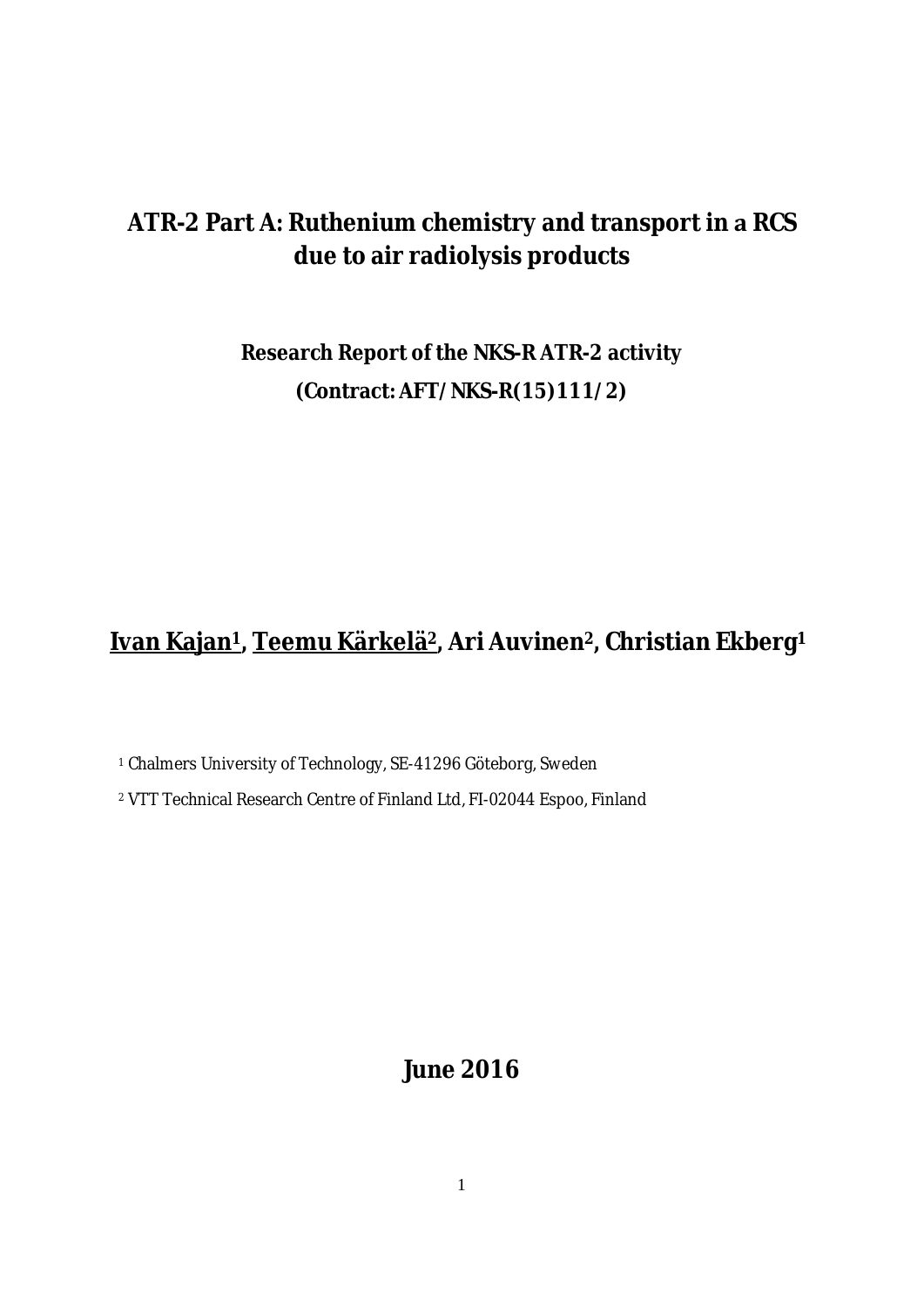# ATR-2 Part A: Ruthenium chemistry and transport in a RCS due to air radiolysis products

**Research Report of the NKS-R ATR-2 activity**

**(Contract: AFT/NKS-R(15)111/2)**

## <u>Ivan Kajan</u>[1], <u>Teemu Kärkelä</u>[2], Ari Auvinen[2], Christian Ekberg[1]

[1] Chalmers University of Technology, SE-41296 Göteborg, Sweden

[2] VTT Technical Research Centre of Finland Ltd, FI-02044 Espoo, Finland

**June 2016**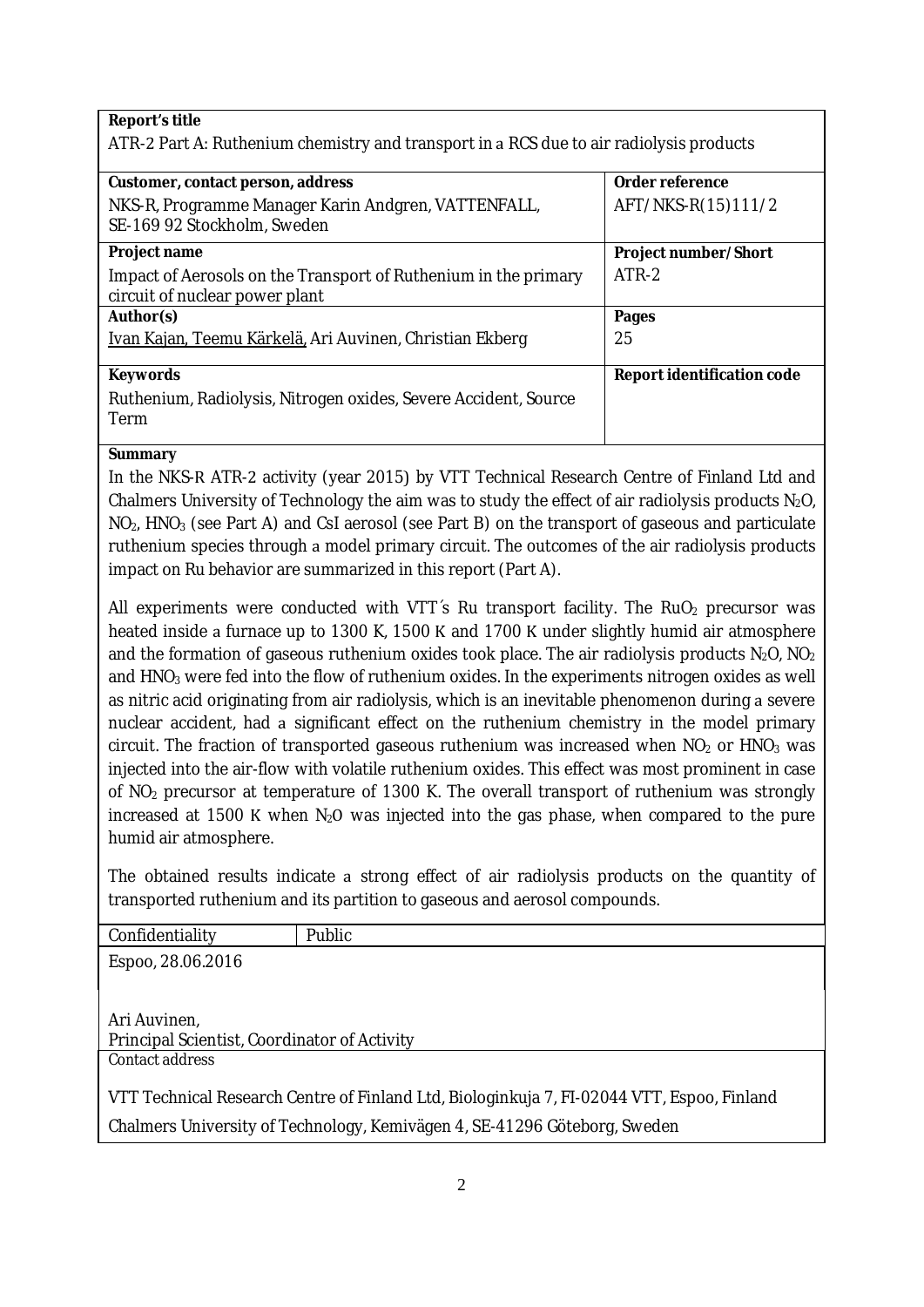| **Report's title** | |
|---|---|
| ATR-2 Part A: Ruthenium chemistry and transport in a RCS due to air radiolysis products | |
| **Customer, contact person, address** | **Order reference** |
| NKS-R, Programme Manager Karin Andgren, VATTENFALL, SE-169 92 Stockholm, Sweden | AFT/NKS-R(15)111/2 |
| **Project name** | **Project number/Short** |
| Impact of Aerosols on the Transport of Ruthenium in the primary circuit of nuclear power plant | ATR-2 |
| **Author(s)** | **Pages** |
| Ivan Kajan, Teemu Kärkelä, Ari Auvinen, Christian Ekberg | 25 |
| **Keywords** | **Report identification code** |
| Ruthenium, Radiolysis, Nitrogen oxides, Severe Accident, Source Term | |

**Summary**

In the NKS-R ATR-2 activity (year 2015) by VTT Technical Research Centre of Finland Ltd and Chalmers University of Technology the aim was to study the effect of air radiolysis products $N_2O$, $NO_2$, $HNO_3$ (see Part A) and CsI aerosol (see Part B) on the transport of gaseous and particulate ruthenium species through a model primary circuit. The outcomes of the air radiolysis products impact on Ru behavior are summarized in this report (Part A).

All experiments were conducted with VTT´s Ru transport facility. The $RuO_2$ precursor was heated inside a furnace up to 1300 K, 1500 K and 1700 K under slightly humid air atmosphere and the formation of gaseous ruthenium oxides took place. The air radiolysis products $N_2O$, $NO_2$ and $HNO_3$ were fed into the flow of ruthenium oxides. In the experiments nitrogen oxides as well as nitric acid originating from air radiolysis, which is an inevitable phenomenon during a severe nuclear accident, had a significant effect on the ruthenium chemistry in the model primary circuit. The fraction of transported gaseous ruthenium was increased when $NO_2$ or $HNO_3$ was injected into the air-flow with volatile ruthenium oxides. This effect was most prominent in case of $NO_2$ precursor at temperature of 1300 K. The overall transport of ruthenium was strongly increased at 1500 K when $N_2O$ was injected into the gas phase, when compared to the pure humid air atmosphere.

The obtained results indicate a strong effect of air radiolysis products on the quantity of transported ruthenium and its partition to gaseous and aerosol compounds.

| Confidentiality | Public |
|---|---|

Espoo, 28.06.2016

Ari Auvinen,
Principal Scientist, Coordinator of Activity

Contact address

VTT Technical Research Centre of Finland Ltd, Biologinkuja 7, FI-02044 VTT, Espoo, Finland

Chalmers University of Technology, Kemivägen 4, SE-41296 Göteborg, Sweden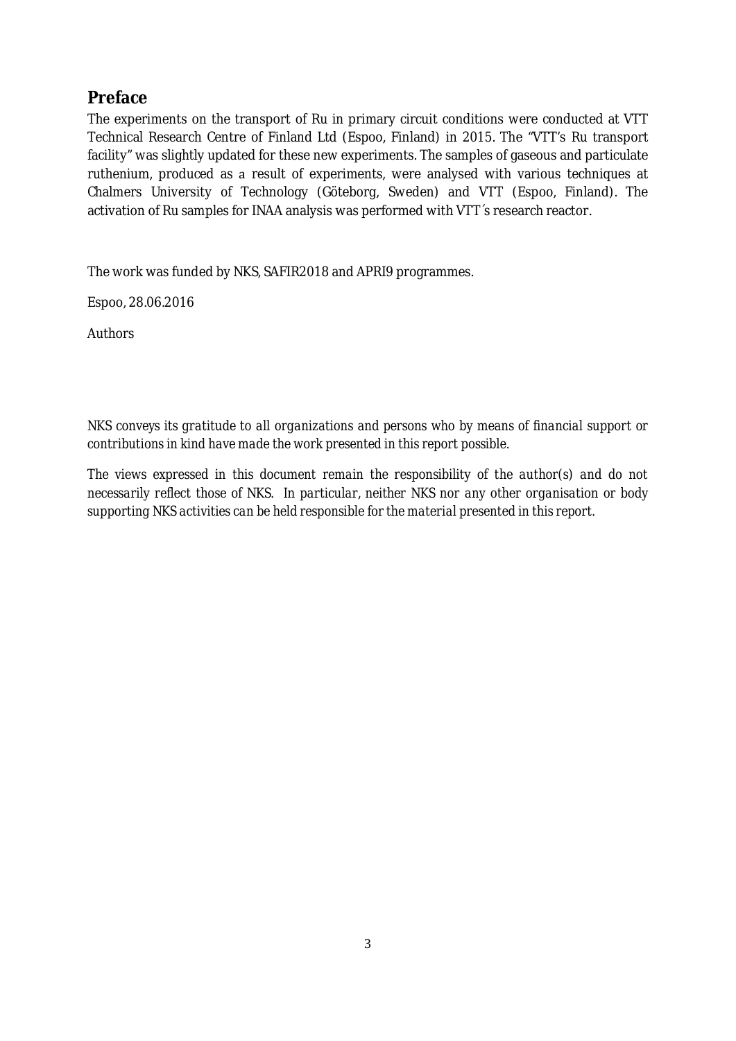## Preface

The experiments on the transport of Ru in primary circuit conditions were conducted at VTT Technical Research Centre of Finland Ltd (Espoo, Finland) in 2015. The "VTT's Ru transport facility" was slightly updated for these new experiments. The samples of gaseous and particulate ruthenium, produced as a result of experiments, were analysed with various techniques at Chalmers University of Technology (Göteborg, Sweden) and VTT (Espoo, Finland). The activation of Ru samples for INAA analysis was performed with VTT´s research reactor.

The work was funded by NKS, SAFIR2018 and APRI9 programmes.

Espoo, 28.06.2016

Authors

*NKS conveys its gratitude to all organizations and persons who by means of financial support or contributions in kind have made the work presented in this report possible.*

*The views expressed in this document remain the responsibility of the author(s) and do not necessarily reflect those of NKS. In particular, neither NKS nor any other organisation or body supporting NKS activities can be held responsible for the material presented in this report.*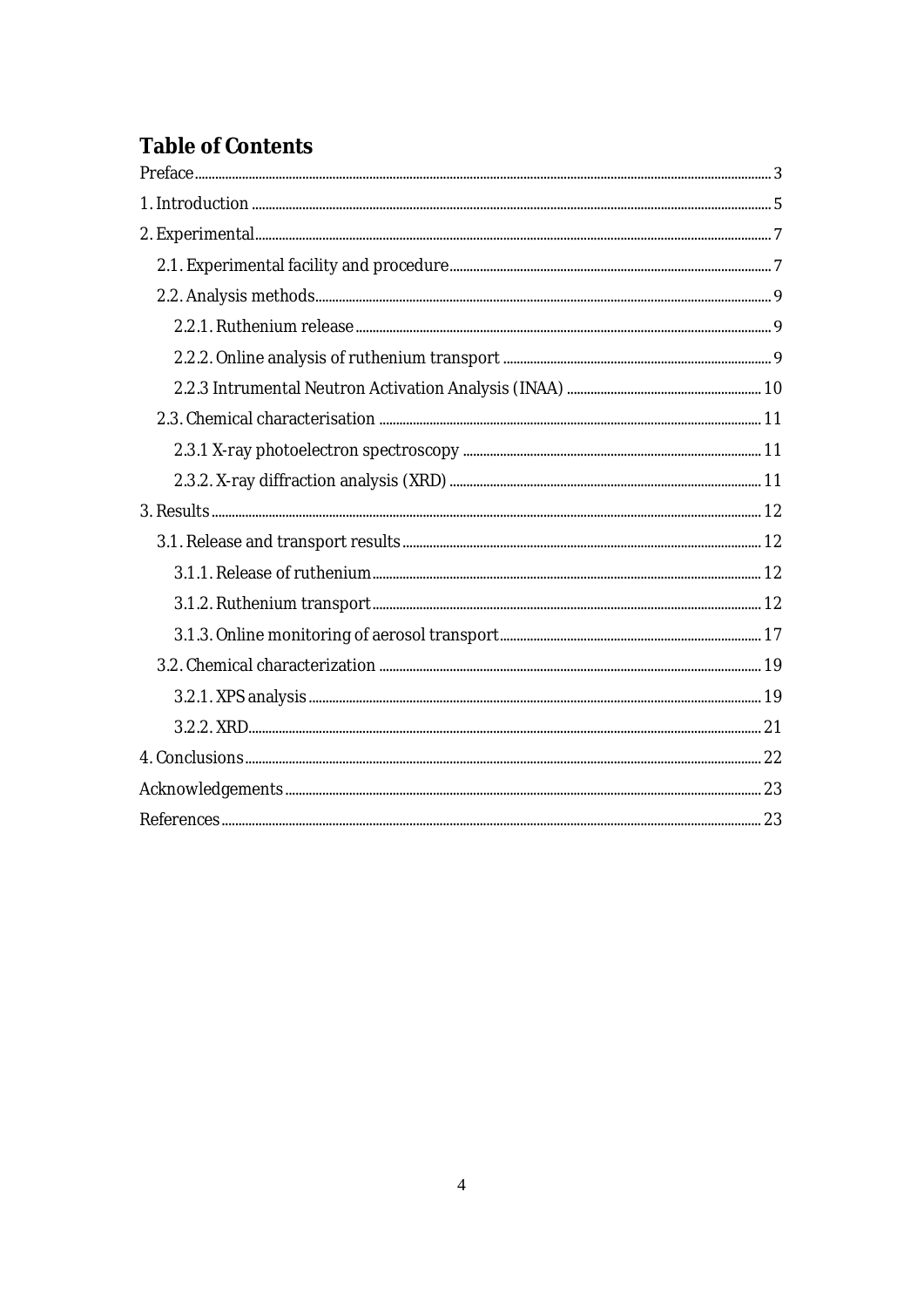# Table of Contents

Preface ........................................................................................................................................................ 3

1. Introduction ............................................................................................................................................. 5

2. Experimental ........................................................................................................................................... 7

  2.1. Experimental facility and procedure ................................................................................................... 7

  2.2. Analysis methods ................................................................................................................................ 9

    2.2.1. Ruthenium release ......................................................................................................................... 9

    2.2.2. Online analysis of ruthenium transport .......................................................................................... 9

    2.2.3 Intrumental Neutron Activation Analysis (INAA) ............................................................................ 10

  2.3. Chemical characterisation ................................................................................................................ 11

    2.3.1 X-ray photoelectron spectroscopy ................................................................................................. 11

    2.3.2. X-ray diffraction analysis (XRD) .................................................................................................... 11

3. Results ................................................................................................................................................... 12

  3.1. Release and transport results ........................................................................................................... 12

    3.1.1. Release of ruthenium ................................................................................................................... 12

    3.1.2. Ruthenium transport .................................................................................................................... 12

    3.1.3. Online monitoring of aerosol transport ......................................................................................... 17

  3.2. Chemical characterization ................................................................................................................ 19

    3.2.1. XPS analysis ................................................................................................................................. 19

    3.2.2. XRD ............................................................................................................................................... 21

4. Conclusions ............................................................................................................................................ 22

Acknowledgements .................................................................................................................................... 23

References ................................................................................................................................................. 23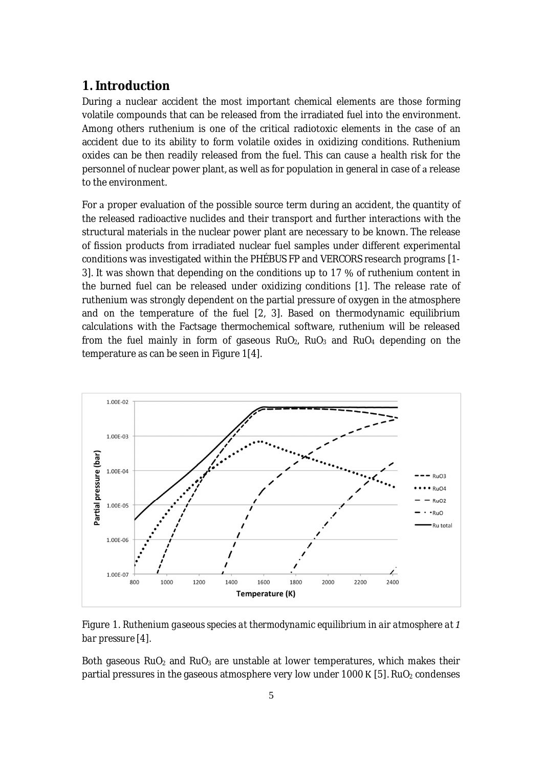## 1. Introduction

During a nuclear accident the most important chemical elements are those forming volatile compounds that can be released from the irradiated fuel into the environment. Among others ruthenium is one of the critical radiotoxic elements in the case of an accident due to its ability to form volatile oxides in oxidizing conditions. Ruthenium oxides can be then readily released from the fuel. This can cause a health risk for the personnel of nuclear power plant, as well as for population in general in case of a release to the environment.

For a proper evaluation of the possible source term during an accident, the quantity of the released radioactive nuclides and their transport and further interactions with the structural materials in the nuclear power plant are necessary to be known. The release of fission products from irradiated nuclear fuel samples under different experimental conditions was investigated within the PHÉBUS FP and VERCORS research programs [1-3]. It was shown that depending on the conditions up to 17 % of ruthenium content in the burned fuel can be released under oxidizing conditions [1]. The release rate of ruthenium was strongly dependent on the partial pressure of oxygen in the atmosphere and on the temperature of the fuel [2, 3]. Based on thermodynamic equilibrium calculations with the Factsage thermochemical software, ruthenium will be released from the fuel mainly in form of gaseous $RuO_2$, $RuO_3$ and $RuO_4$ depending on the temperature as can be seen in Figure 1[4].

*Figure 1. Ruthenium gaseous species at thermodynamic equilibrium in air atmosphere at 1 bar pressure [4].*

Both gaseous $RuO_2$ and $RuO_3$ are unstable at lower temperatures, which makes their partial pressures in the gaseous atmosphere very low under 1000 K [5]. $RuO_2$ condenses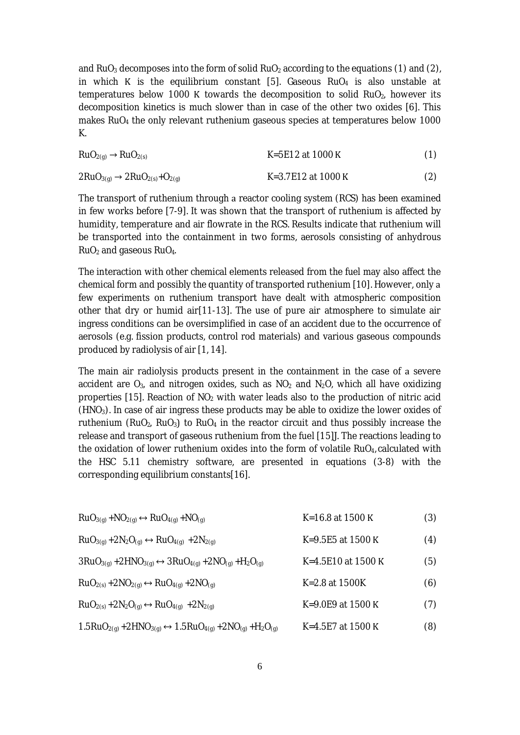and $RuO_3$ decomposes into the form of solid $RuO_2$ according to the equations (1) and (2), in which K is the equilibrium constant [5]. Gaseous $RuO_4$ is also unstable at temperatures below 1000 K towards the decomposition to solid $RuO_2$, however its decomposition kinetics is much slower than in case of the other two oxides [6]. This makes $RuO_4$ the only relevant ruthenium gaseous species at temperatures below 1000 K.

$$RuO_{2(g)} \rightarrow RuO_{2(s)} \qquad K=5E12 \text{ at } 1000 \text{ K} \qquad (1)$$

$$2RuO_{3(g)} \rightarrow 2RuO_{2(s)}+O_{2(g)} \qquad K=3.7E12 \text{ at } 1000 \text{ K} \qquad (2)$$

The transport of ruthenium through a reactor cooling system (RCS) has been examined in few works before [7-9]. It was shown that the transport of ruthenium is affected by humidity, temperature and air flowrate in the RCS. Results indicate that ruthenium will be transported into the containment in two forms, aerosols consisting of anhydrous $RuO_2$ and gaseous $RuO_4$.

The interaction with other chemical elements released from the fuel may also affect the chemical form and possibly the quantity of transported ruthenium [10]. However, only a few experiments on ruthenium transport have dealt with atmospheric composition other that dry or humid air[11-13]. The use of pure air atmosphere to simulate air ingress conditions can be oversimplified in case of an accident due to the occurrence of aerosols (e.g. fission products, control rod materials) and various gaseous compounds produced by radiolysis of air [1, 14].

The main air radiolysis products present in the containment in the case of a severe accident are $O_3$, and nitrogen oxides, such as $NO_2$ and $N_2O$, which all have oxidizing properties [15]. Reaction of $NO_2$ with water leads also to the production of nitric acid ($HNO_3$). In case of air ingress these products may be able to oxidize the lower oxides of ruthenium ($RuO_2$, $RuO_3$) to $RuO_4$ in the reactor circuit and thus possibly increase the release and transport of gaseous ruthenium from the fuel [15]J. The reactions leading to the oxidation of lower ruthenium oxides into the form of volatile $RuO_4$, calculated with the HSC 5.11 chemistry software, are presented in equations (3-8) with the corresponding equilibrium constants[16].

$$RuO_{3(g)} + NO_{2(g)} \leftrightarrow RuO_{4(g)} + NO_{(g)} \qquad K=16.8 \text{ at } 1500 \text{ K} \qquad (3)$$

$$RuO_{3(g)} + 2N_2O_{(g)} \leftrightarrow RuO_{4(g)} + 2N_{2(g)} \qquad K=9.5E5 \text{ at } 1500 \text{ K} \qquad (4)$$

$$3RuO_{3(g)} + 2HNO_{3(g)} \leftrightarrow 3RuO_{4(g)} + 2NO_{(g)} + H_2O_{(g)} \qquad K=4.5E10 \text{ at } 1500 \text{ K} \qquad (5)$$

$$RuO_{2(s)} + 2NO_{2(g)} \leftrightarrow RuO_{4(g)} + 2NO_{(g)} \qquad K=2.8 \text{ at } 1500\text{K} \qquad (6)$$

$$RuO_{2(s)} + 2N_2O_{(g)} \leftrightarrow RuO_{4(g)} + 2N_{2(g)} \qquad K=9.0E9 \text{ at } 1500 \text{ K} \qquad (7)$$

$$1.5RuO_{2(g)} + 2HNO_{3(g)} \leftrightarrow 1.5RuO_{4(g)} + 2NO_{(g)} + H_2O_{(g)} \qquad K=4.5E7 \text{ at } 1500 \text{ K} \qquad (8)$$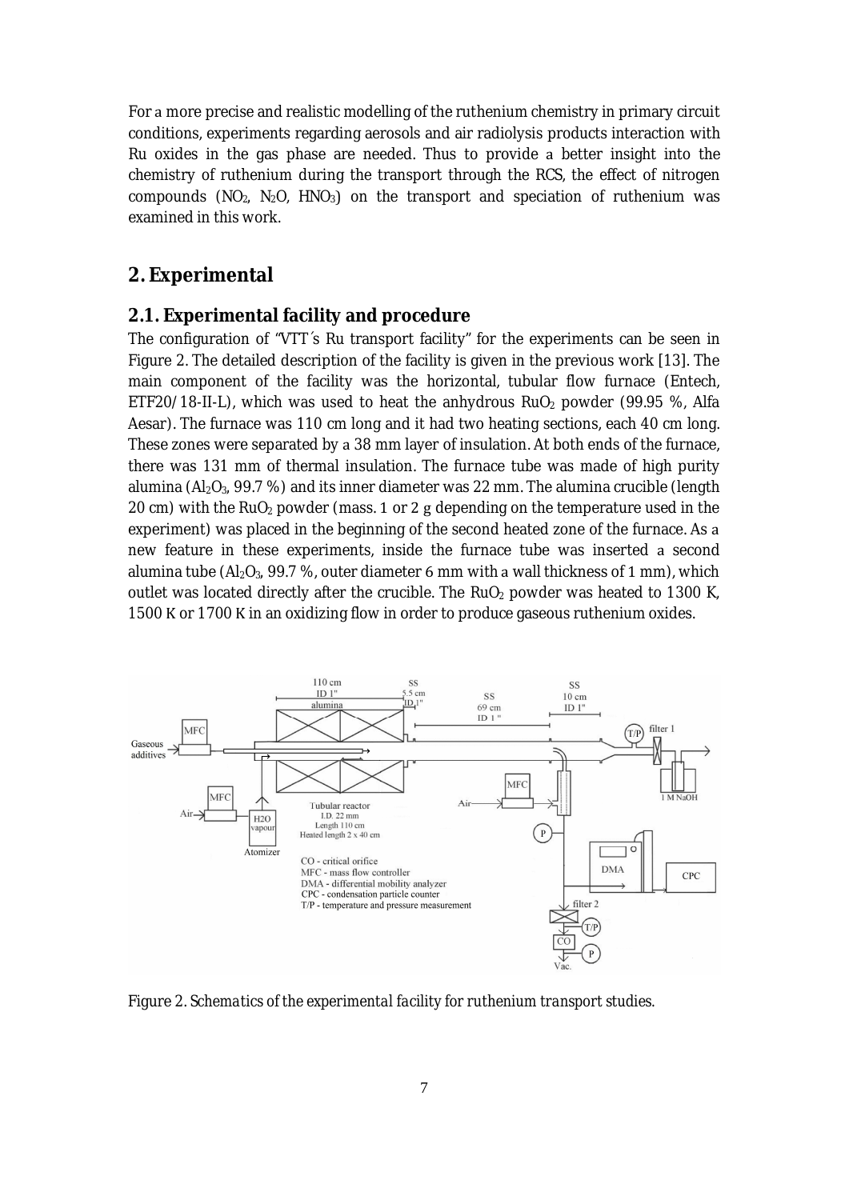For a more precise and realistic modelling of the ruthenium chemistry in primary circuit conditions, experiments regarding aerosols and air radiolysis products interaction with Ru oxides in the gas phase are needed. Thus to provide a better insight into the chemistry of ruthenium during the transport through the RCS, the effect of nitrogen compounds ($NO_2$, $N_2O$, $HNO_3$) on the transport and speciation of ruthenium was examined in this work.

## 2. Experimental

### 2.1. Experimental facility and procedure

The configuration of "VTT´s Ru transport facility" for the experiments can be seen in Figure 2. The detailed description of the facility is given in the previous work [13]. The main component of the facility was the horizontal, tubular flow furnace (Entech, ETF20/18-II-L), which was used to heat the anhydrous $RuO_2$ powder (99.95 %, Alfa Aesar). The furnace was 110 cm long and it had two heating sections, each 40 cm long. These zones were separated by a 38 mm layer of insulation. At both ends of the furnace, there was 131 mm of thermal insulation. The furnace tube was made of high purity alumina ($Al_2O_3$, 99.7 %) and its inner diameter was 22 mm. The alumina crucible (length 20 cm) with the $RuO_2$ powder (mass. 1 or 2 g depending on the temperature used in the experiment) was placed in the beginning of the second heated zone of the furnace. As a new feature in these experiments, inside the furnace tube was inserted a second alumina tube ($Al_2O_3$, 99.7 %, outer diameter 6 mm with a wall thickness of 1 mm), which outlet was located directly after the crucible. The $RuO_2$ powder was heated to 1300 K, 1500 K or 1700 K in an oxidizing flow in order to produce gaseous ruthenium oxides.

*Figure 2. Schematics of the experimental facility for ruthenium transport studies.*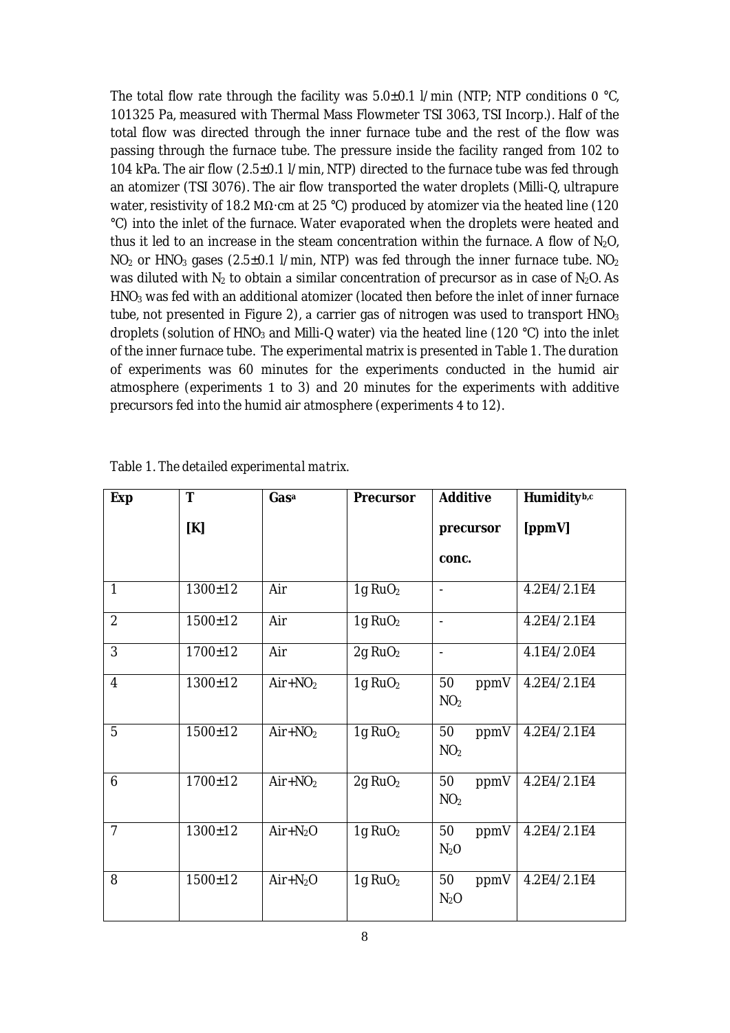The total flow rate through the facility was 5.0±0.1 l/min (NTP; NTP conditions 0 °C, 101325 Pa, measured with Thermal Mass Flowmeter TSI 3063, TSI Incorp.). Half of the total flow was directed through the inner furnace tube and the rest of the flow was passing through the furnace tube. The pressure inside the facility ranged from 102 to 104 kPa. The air flow (2.5±0.1 l/min, NTP) directed to the furnace tube was fed through an atomizer (TSI 3076). The air flow transported the water droplets (Milli-Q, ultrapure water, resistivity of 18.2 MΩ·cm at 25 °C) produced by atomizer via the heated line (120 °C) into the inlet of the furnace. Water evaporated when the droplets were heated and thus it led to an increase in the steam concentration within the furnace. A flow of $N_2O$, $NO_2$ or $HNO_3$ gases (2.5±0.1 l/min, NTP) was fed through the inner furnace tube. $NO_2$ was diluted with $N_2$ to obtain a similar concentration of precursor as in case of $N_2O$. As $HNO_3$ was fed with an additional atomizer (located then before the inlet of inner furnace tube, not presented in Figure 2), a carrier gas of nitrogen was used to transport $HNO_3$ droplets (solution of $HNO_3$ and Milli-Q water) via the heated line (120 °C) into the inlet of the inner furnace tube. The experimental matrix is presented in Table 1. The duration of experiments was 60 minutes for the experiments conducted in the humid air atmosphere (experiments 1 to 3) and 20 minutes for the experiments with additive precursors fed into the humid air atmosphere (experiments 4 to 12).

Table 1. *The detailed experimental matrix.*

| Exp | T [K] | Gas[a] | Precursor | Additive precursor conc. | Humidity[b,c] [ppmV] |
|---|---|---|---|---|---|
| 1 | 1300±12 | Air | 1g $RuO_2$ | - | 4.2E4/2.1E4 |
| 2 | 1500±12 | Air | 1g $RuO_2$ | - | 4.2E4/2.1E4 |
| 3 | 1700±12 | Air | 2g $RuO_2$ | - | 4.1E4/2.0E4 |
| 4 | 1300±12 | Air+$NO_2$ | 1g $RuO_2$ | 50 ppmV $NO_2$ | 4.2E4/2.1E4 |
| 5 | 1500±12 | Air+$NO_2$ | 1g $RuO_2$ | 50 ppmV $NO_2$ | 4.2E4/2.1E4 |
| 6 | 1700±12 | Air+$NO_2$ | 2g $RuO_2$ | 50 ppmV $NO_2$ | 4.2E4/2.1E4 |
| 7 | 1300±12 | Air+$N_2O$ | 1g $RuO_2$ | 50 ppmV $N_2O$ | 4.2E4/2.1E4 |
| 8 | 1500±12 | Air+$N_2O$ | 1g $RuO_2$ | 50 ppmV $N_2O$ | 4.2E4/2.1E4 |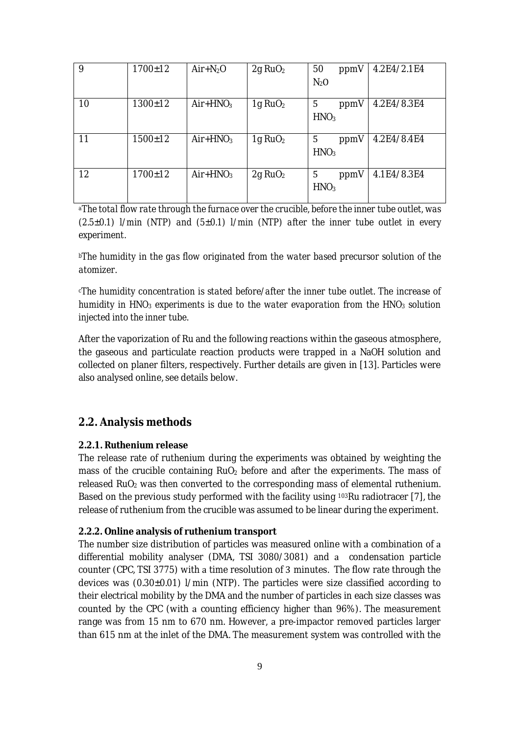| 9 | 1700±12 | Air+$N_2O$ | 2g $RuO_2$ | 50 ppmV $N_2O$ | 4.2E4/2.1E4 |
|---|---|---|---|---|---|
| 10 | 1300±12 | Air+$HNO_3$ | 1g $RuO_2$ | 5 ppmV $HNO_3$ | 4.2E4/8.3E4 |
| 11 | 1500±12 | Air+$HNO_3$ | 1g $RuO_2$ | 5 ppmV $HNO_3$ | 4.2E4/8.4E4 |
| 12 | 1700±12 | Air+$HNO_3$ | 2g $RuO_2$ | 5 ppmV $HNO_3$ | 4.1E4/8.3E4 |

[a]*The total flow rate through the furnace over the crucible, before the inner tube outlet, was (2.5±0.1) l/min (NTP) and (5±0.1) l/min (NTP) after the inner tube outlet in every experiment.*

[b]*The humidity in the gas flow originated from the water based precursor solution of the atomizer.*

[c]*The humidity concentration is stated before/after the inner tube outlet. The increase of humidity in $HNO_3$ experiments is due to the water evaporation from the $HNO_3$ solution injected into the inner tube.*

After the vaporization of Ru and the following reactions within the gaseous atmosphere, the gaseous and particulate reaction products were trapped in a NaOH solution and collected on planer filters, respectively. Further details are given in [13]. Particles were also analysed online, see details below.

## 2.2. Analysis methods

### 2.2.1. Ruthenium release

The release rate of ruthenium during the experiments was obtained by weighting the mass of the crucible containing $RuO_2$ before and after the experiments. The mass of released $RuO_2$ was then converted to the corresponding mass of elemental ruthenium. Based on the previous study performed with the facility using $^{103}$Ru radiotracer [7], the release of ruthenium from the crucible was assumed to be linear during the experiment.

### 2.2.2. Online analysis of ruthenium transport

The number size distribution of particles was measured online with a combination of a differential mobility analyser (DMA, TSI 3080/3081) and a condensation particle counter (CPC, TSI 3775) with a time resolution of 3 minutes. The flow rate through the devices was (0.30±0.01) l/min (NTP). The particles were size classified according to their electrical mobility by the DMA and the number of particles in each size classes was counted by the CPC (with a counting efficiency higher than 96%). The measurement range was from 15 nm to 670 nm. However, a pre-impactor removed particles larger than 615 nm at the inlet of the DMA. The measurement system was controlled with the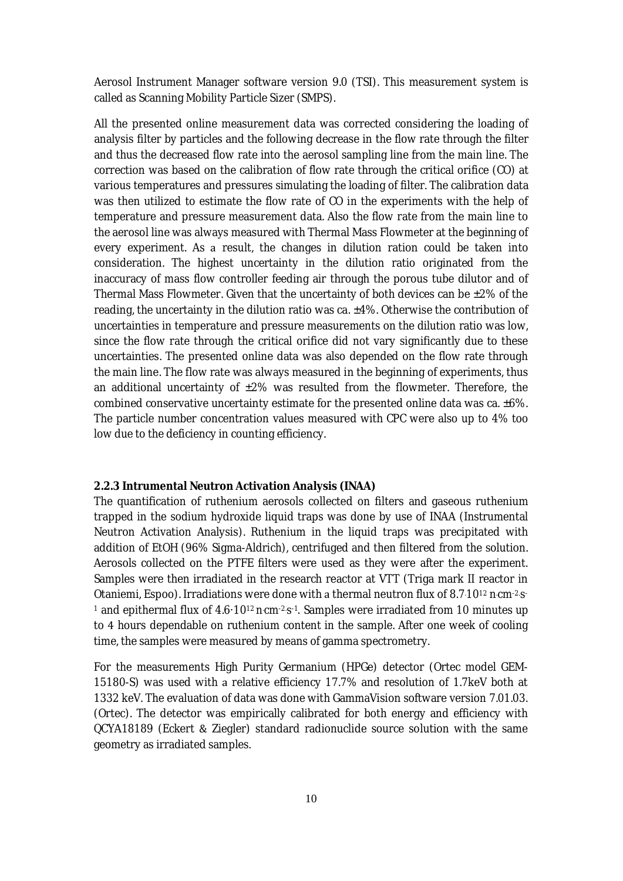Aerosol Instrument Manager software version 9.0 (TSI). This measurement system is called as Scanning Mobility Particle Sizer (SMPS).

All the presented online measurement data was corrected considering the loading of analysis filter by particles and the following decrease in the flow rate through the filter and thus the decreased flow rate into the aerosol sampling line from the main line. The correction was based on the calibration of flow rate through the critical orifice (CO) at various temperatures and pressures simulating the loading of filter. The calibration data was then utilized to estimate the flow rate of CO in the experiments with the help of temperature and pressure measurement data. Also the flow rate from the main line to the aerosol line was always measured with Thermal Mass Flowmeter at the beginning of every experiment. As a result, the changes in dilution ration could be taken into consideration. The highest uncertainty in the dilution ratio originated from the inaccuracy of mass flow controller feeding air through the porous tube dilutor and of Thermal Mass Flowmeter. Given that the uncertainty of both devices can be ±2% of the reading, the uncertainty in the dilution ratio was ca. ±4%. Otherwise the contribution of uncertainties in temperature and pressure measurements on the dilution ratio was low, since the flow rate through the critical orifice did not vary significantly due to these uncertainties. The presented online data was also depended on the flow rate through the main line. The flow rate was always measured in the beginning of experiments, thus an additional uncertainty of ±2% was resulted from the flowmeter. Therefore, the combined conservative uncertainty estimate for the presented online data was ca. ±6%. The particle number concentration values measured with CPC were also up to 4% too low due to the deficiency in counting efficiency.

### 2.2.3 Intrumental Neutron Activation Analysis (INAA)

The quantification of ruthenium aerosols collected on filters and gaseous ruthenium trapped in the sodium hydroxide liquid traps was done by use of INAA (Instrumental Neutron Activation Analysis). Ruthenium in the liquid traps was precipitated with addition of EtOH (96% Sigma-Aldrich), centrifuged and then filtered from the solution. Aerosols collected on the PTFE filters were used as they were after the experiment. Samples were then irradiated in the research reactor at VTT (Triga mark II reactor in Otaniemi, Espoo). Irradiations were done with a thermal neutron flux of $8.7 \cdot 10^{12}$ n·cm$^{-2}$·s$^{-1}$ and epithermal flux of $4.6 \cdot 10^{12}$ n·cm$^{-2}$·s$^{-1}$. Samples were irradiated from 10 minutes up to 4 hours dependable on ruthenium content in the sample. After one week of cooling time, the samples were measured by means of gamma spectrometry.

For the measurements High Purity Germanium (HPGe) detector (Ortec model GEM-15180-S) was used with a relative efficiency 17.7% and resolution of 1.7keV both at 1332 keV. The evaluation of data was done with GammaVision software version 7.01.03. (Ortec). The detector was empirically calibrated for both energy and efficiency with QCYA18189 (Eckert & Ziegler) standard radionuclide source solution with the same geometry as irradiated samples.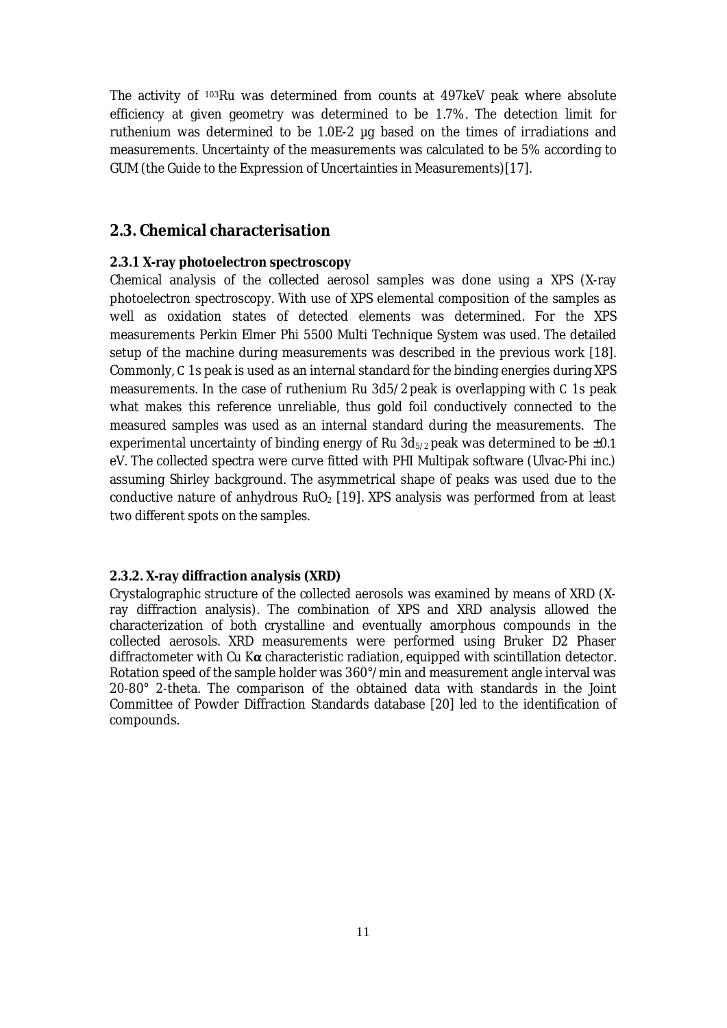The activity of $^{103}Ru$ was determined from counts at 497keV peak where absolute efficiency at given geometry was determined to be 1.7%. The detection limit for ruthenium was determined to be 1.0E-2 µg based on the times of irradiations and measurements. Uncertainty of the measurements was calculated to be 5% according to GUM (the Guide to the Expression of Uncertainties in Measurements)[17].

## 2.3. Chemical characterisation

### 2.3.1 X-ray photoelectron spectroscopy

Chemical analysis of the collected aerosol samples was done using a XPS (X-ray photoelectron spectroscopy. With use of XPS elemental composition of the samples as well as oxidation states of detected elements was determined. For the XPS measurements Perkin Elmer Phi 5500 Multi Technique System was used. The detailed setup of the machine during measurements was described in the previous work [18]. Commonly, C 1s peak is used as an internal standard for the binding energies during XPS measurements. In the case of ruthenium Ru 3d5/2 peak is overlapping with C 1s peak what makes this reference unreliable, thus gold foil conductively connected to the measured samples was used as an internal standard during the measurements. The experimental uncertainty of binding energy of Ru $3d_{5/2}$ peak was determined to be ±0.1 eV. The collected spectra were curve fitted with PHI Multipak software (Ulvac-Phi inc.) assuming Shirley background. The asymmetrical shape of peaks was used due to the conductive nature of anhydrous $RuO_2$ [19]. XPS analysis was performed from at least two different spots on the samples.

### 2.3.2. X-ray diffraction analysis (XRD)

Crystalographic structure of the collected aerosols was examined by means of XRD (X-ray diffraction analysis). The combination of XPS and XRD analysis allowed the characterization of both crystalline and eventually amorphous compounds in the collected aerosols. XRD measurements were performed using Bruker D2 Phaser diffractometer with Cu K**α** characteristic radiation, equipped with scintillation detector. Rotation speed of the sample holder was 360°/min and measurement angle interval was 20-80° 2-theta. The comparison of the obtained data with standards in the Joint Committee of Powder Diffraction Standards database [20] led to the identification of compounds.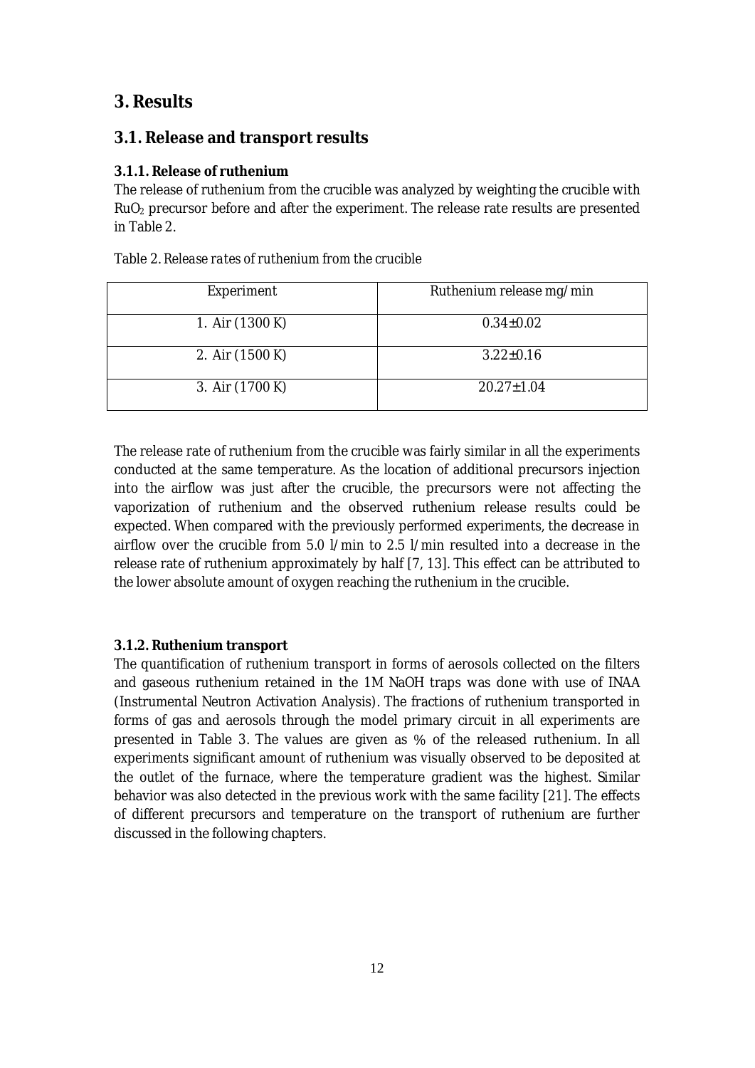# 3. Results

## 3.1. Release and transport results

### 3.1.1. Release of ruthenium

The release of ruthenium from the crucible was analyzed by weighting the crucible with $RuO_2$ precursor before and after the experiment. The release rate results are presented in Table 2.

Table 2. *Release rates of ruthenium from the crucible*

| Experiment | Ruthenium release mg/min |
|---|---|
| 1. Air (1300 K) | 0.34±0.02 |
| 2. Air (1500 K) | 3.22±0.16 |
| 3. Air (1700 K) | 20.27±1.04 |

The release rate of ruthenium from the crucible was fairly similar in all the experiments conducted at the same temperature. As the location of additional precursors injection into the airflow was just after the crucible, the precursors were not affecting the vaporization of ruthenium and the observed ruthenium release results could be expected. When compared with the previously performed experiments, the decrease in airflow over the crucible from 5.0 l/min to 2.5 l/min resulted into a decrease in the release rate of ruthenium approximately by half [7, 13]. This effect can be attributed to the lower absolute amount of oxygen reaching the ruthenium in the crucible.

### 3.1.2. Ruthenium transport

The quantification of ruthenium transport in forms of aerosols collected on the filters and gaseous ruthenium retained in the 1M NaOH traps was done with use of INAA (Instrumental Neutron Activation Analysis). The fractions of ruthenium transported in forms of gas and aerosols through the model primary circuit in all experiments are presented in Table 3. The values are given as % of the released ruthenium. In all experiments significant amount of ruthenium was visually observed to be deposited at the outlet of the furnace, where the temperature gradient was the highest. Similar behavior was also detected in the previous work with the same facility [21]. The effects of different precursors and temperature on the transport of ruthenium are further discussed in the following chapters.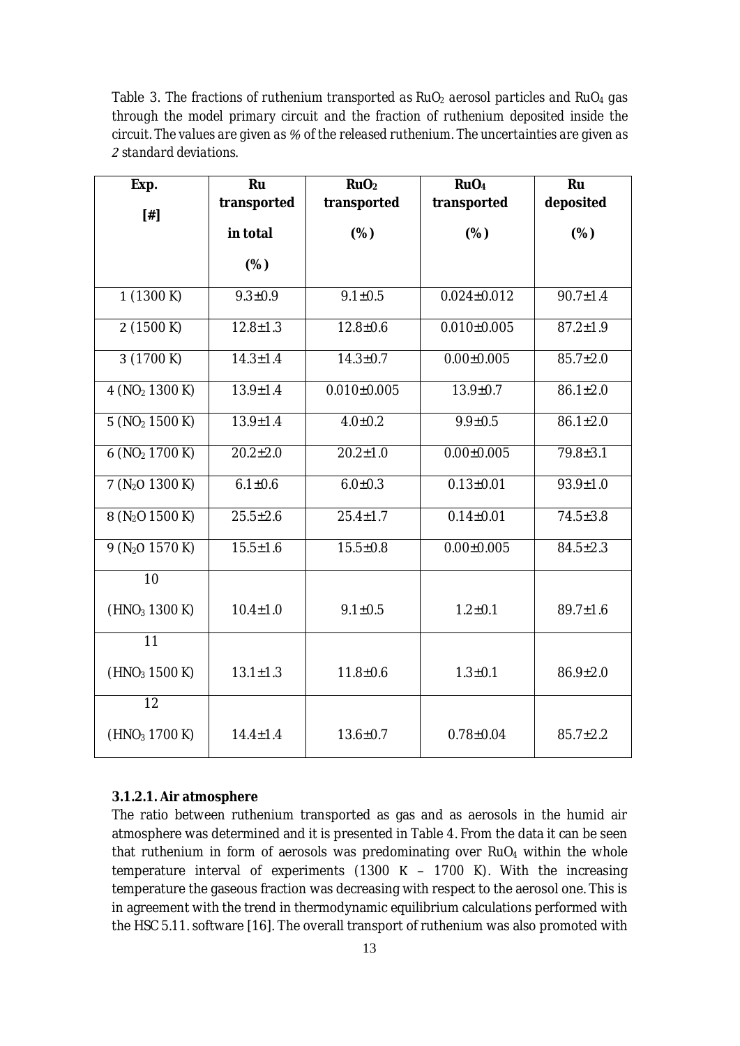*Table 3. The fractions of ruthenium transported as $RuO_2$ aerosol particles and $RuO_4$ gas through the model primary circuit and the fraction of ruthenium deposited inside the circuit. The values are given as % of the released ruthenium. The uncertainties are given as 2 standard deviations.*

| Exp. [#] | Ru transported in total (%) | $RuO_2$ transported (%) | $RuO_4$ transported (%) | Ru deposited (%) |
|---|---|---|---|---|
| 1 (1300 K) | 9.3±0.9 | 9.1±0.5 | 0.024±0.012 | 90.7±1.4 |
| 2 (1500 K) | 12.8±1.3 | 12.8±0.6 | 0.010±0.005 | 87.2±1.9 |
| 3 (1700 K) | 14.3±1.4 | 14.3±0.7 | 0.00±0.005 | 85.7±2.0 |
| 4 ($NO_2$ 1300 K) | 13.9±1.4 | 0.010±0.005 | 13.9±0.7 | 86.1±2.0 |
| 5 ($NO_2$ 1500 K) | 13.9±1.4 | 4.0±0.2 | 9.9±0.5 | 86.1±2.0 |
| 6 ($NO_2$ 1700 K) | 20.2±2.0 | 20.2±1.0 | 0.00±0.005 | 79.8±3.1 |
| 7 ($N_2O$ 1300 K) | 6.1±0.6 | 6.0±0.3 | 0.13±0.01 | 93.9±1.0 |
| 8 ($N_2O$ 1500 K) | 25.5±2.6 | 25.4±1.7 | 0.14±0.01 | 74.5±3.8 |
| 9 ($N_2O$ 1570 K) | 15.5±1.6 | 15.5±0.8 | 0.00±0.005 | 84.5±2.3 |
| 10 ($HNO_3$ 1300 K) | 10.4±1.0 | 9.1±0.5 | 1.2±0.1 | 89.7±1.6 |
| 11 ($HNO_3$ 1500 K) | 13.1±1.3 | 11.8±0.6 | 1.3±0.1 | 86.9±2.0 |
| 12 ($HNO_3$ 1700 K) | 14.4±1.4 | 13.6±0.7 | 0.78±0.04 | 85.7±2.2 |

#### 3.1.2.1. Air atmosphere

The ratio between ruthenium transported as gas and as aerosols in the humid air atmosphere was determined and it is presented in Table 4. From the data it can be seen that ruthenium in form of aerosols was predominating over $RuO_4$ within the whole temperature interval of experiments (1300 K – 1700 K). With the increasing temperature the gaseous fraction was decreasing with respect to the aerosol one. This is in agreement with the trend in thermodynamic equilibrium calculations performed with the HSC 5.11. software [16]. The overall transport of ruthenium was also promoted with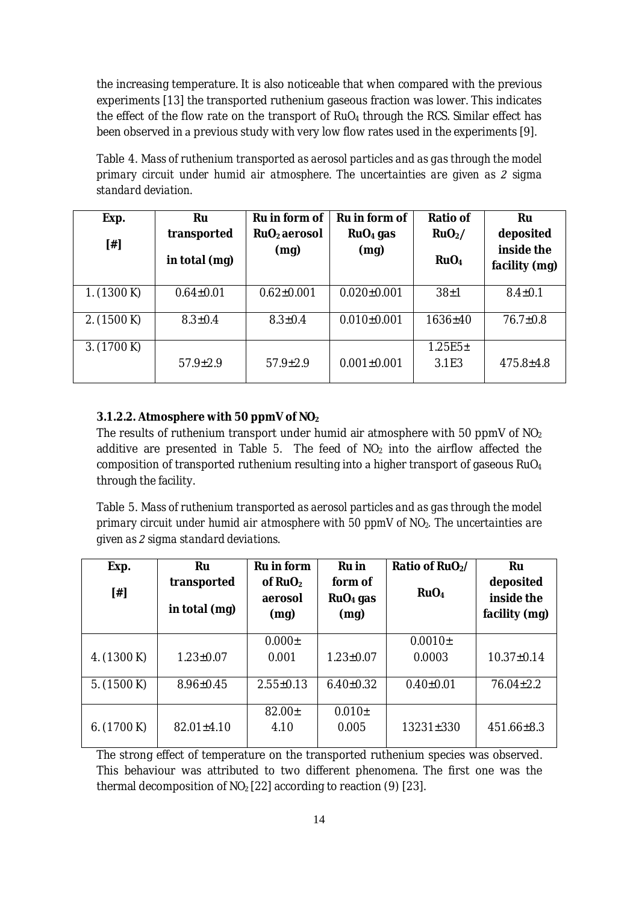the increasing temperature. It is also noticeable that when compared with the previous experiments [13] the transported ruthenium gaseous fraction was lower. This indicates the effect of the flow rate on the transport of $RuO_4$ through the RCS. Similar effect has been observed in a previous study with very low flow rates used in the experiments [9].

*Table 4. Mass of ruthenium transported as aerosol particles and as gas through the model primary circuit under humid air atmosphere. The uncertainties are given as 2 sigma standard deviation.*

| Exp. [#] | Ru transported in total (mg) | Ru in form of $RuO_2$ aerosol (mg) | Ru in form of $RuO_4$ gas (mg) | Ratio of $RuO_2$/ $RuO_4$ | Ru deposited inside the facility (mg) |
|---|---|---|---|---|---|
| 1. (1300 K) | 0.64±0.01 | 0.62±0.001 | 0.020±0.001 | 38±1 | 8.4±0.1 |
| 2. (1500 K) | 8.3±0.4 | 8.3±0.4 | 0.010±0.001 | 1636±40 | 76.7±0.8 |
| 3. (1700 K) | 57.9±2.9 | 57.9±2.9 | 0.001±0.001 | 1.25E5± 3.1E3 | 475.8±4.8 |

**3.1.2.2. Atmosphere with 50 ppmV of $NO_2$**

The results of ruthenium transport under humid air atmosphere with 50 ppmV of $NO_2$ additive are presented in Table 5. The feed of $NO_2$ into the airflow affected the composition of transported ruthenium resulting into a higher transport of gaseous $RuO_4$ through the facility.

*Table 5. Mass of ruthenium transported as aerosol particles and as gas through the model primary circuit under humid air atmosphere with 50 ppmV of $NO_2$. The uncertainties are given as 2 sigma standard deviations.*

| Exp. [#] | Ru transported in total (mg) | Ru in form of $RuO_2$ aerosol (mg) | Ru in form of $RuO_4$ gas (mg) | Ratio of $RuO_2$/ $RuO_4$ | Ru deposited inside the facility (mg) |
|---|---|---|---|---|---|
| 4. (1300 K) | 1.23±0.07 | 0.000± 0.001 | 1.23±0.07 | 0.0010± 0.0003 | 10.37±0.14 |
| 5. (1500 K) | 8.96±0.45 | 2.55±0.13 | 6.40±0.32 | 0.40±0.01 | 76.04±2.2 |
| 6. (1700 K) | 82.01±4.10 | 82.00± 4.10 | 0.010± 0.005 | 13231±330 | 451.66±8.3 |

The strong effect of temperature on the transported ruthenium species was observed. This behaviour was attributed to two different phenomena. The first one was the thermal decomposition of $NO_2$ [22] according to reaction (9) [23].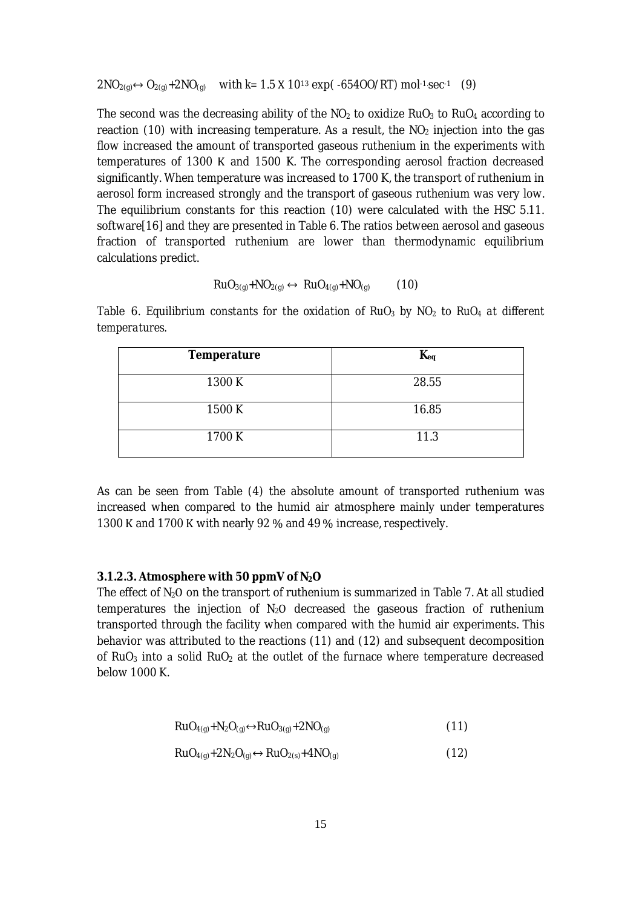$$2NO_{2(g)} \leftrightarrow O_{2(g)} + 2NO_{(g)} \quad \text{with } k= 1.5 \times 10^{13} \exp(-654OO/RT) \text{ mol}^{-1}\text{sec}^{-1} \quad (9)$$

The second was the decreasing ability of the $NO_2$ to oxidize $RuO_3$ to $RuO_4$ according to reaction (10) with increasing temperature. As a result, the $NO_2$ injection into the gas flow increased the amount of transported gaseous ruthenium in the experiments with temperatures of 1300 K and 1500 K. The corresponding aerosol fraction decreased significantly. When temperature was increased to 1700 K, the transport of ruthenium in aerosol form increased strongly and the transport of gaseous ruthenium was very low. The equilibrium constants for this reaction (10) were calculated with the HSC 5.11. software[16] and they are presented in Table 6. The ratios between aerosol and gaseous fraction of transported ruthenium are lower than thermodynamic equilibrium calculations predict.

$$RuO_{3(g)} + NO_{2(g)} \leftrightarrow RuO_{4(g)} + NO_{(g)} \qquad (10)$$

*Table 6. Equilibrium constants for the oxidation of $RuO_3$ by $NO_2$ to $RuO_4$ at different temperatures.*

| Temperature | $K_{eq}$ |
|---|---|
| 1300 K | 28.55 |
| 1500 K | 16.85 |
| 1700 K | 11.3 |

As can be seen from Table (4) the absolute amount of transported ruthenium was increased when compared to the humid air atmosphere mainly under temperatures 1300 K and 1700 K with nearly 92 % and 49 % increase, respectively.

### 3.1.2.3. Atmosphere with 50 ppmV of $N_2O$

The effect of $N_2O$ on the transport of ruthenium is summarized in Table 7. At all studied temperatures the injection of $N_2O$ decreased the gaseous fraction of ruthenium transported through the facility when compared with the humid air experiments. This behavior was attributed to the reactions (11) and (12) and subsequent decomposition of $RuO_3$ into a solid $RuO_2$ at the outlet of the furnace where temperature decreased below 1000 K.

$$RuO_{4(g)} + N_2O_{(g)} \leftrightarrow RuO_{3(g)} + 2NO_{(g)} \qquad (11)$$

$$RuO_{4(g)} + 2N_2O_{(g)} \leftrightarrow RuO_{2(s)} + 4NO_{(g)} \qquad (12)$$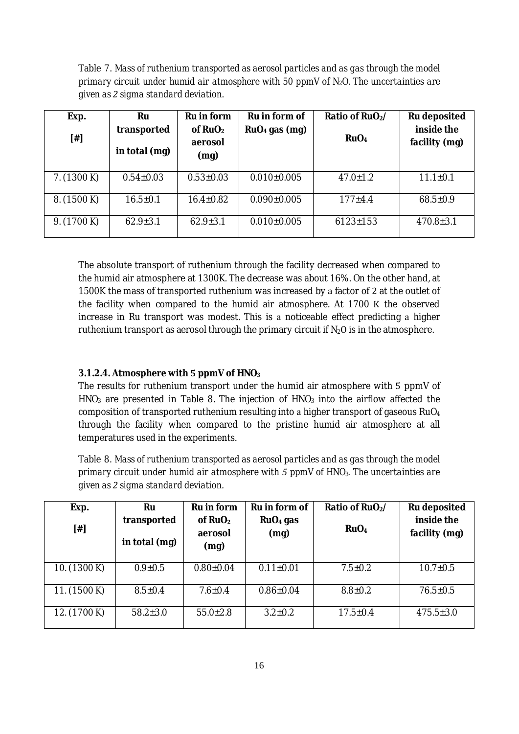Table 7. *Mass of ruthenium transported as aerosol particles and as gas through the model primary circuit under humid air atmosphere with 50 ppmV of $N_2O$. The uncertainties are given as 2 sigma standard deviation.*

| Exp. [#] | Ru transported in total (mg) | Ru in form of $RuO_2$ aerosol (mg) | Ru in form of $RuO_4$ gas (mg) | Ratio of $RuO_2$/ $RuO_4$ | Ru deposited inside the facility (mg) |
|---|---|---|---|---|---|
| 7. (1300 K) | 0.54±0.03 | 0.53±0.03 | 0.010±0.005 | 47.0±1.2 | 11.1±0.1 |
| 8. (1500 K) | 16.5±0.1 | 16.4±0.82 | 0.090±0.005 | 177±4.4 | 68.5±0.9 |
| 9. (1700 K) | 62.9±3.1 | 62.9±3.1 | 0.010±0.005 | 6123±153 | 470.8±3.1 |

The absolute transport of ruthenium through the facility decreased when compared to the humid air atmosphere at 1300K. The decrease was about 16%. On the other hand, at 1500K the mass of transported ruthenium was increased by a factor of 2 at the outlet of the facility when compared to the humid air atmosphere. At 1700 K the observed increase in Ru transport was modest. This is a noticeable effect predicting a higher ruthenium transport as aerosol through the primary circuit if $N_2O$ is in the atmosphere.

#### 3.1.2.4. Atmosphere with 5 ppmV of $HNO_3$

The results for ruthenium transport under the humid air atmosphere with 5 ppmV of $HNO_3$ are presented in Table 8. The injection of $HNO_3$ into the airflow affected the composition of transported ruthenium resulting into a higher transport of gaseous $RuO_4$ through the facility when compared to the pristine humid air atmosphere at all temperatures used in the experiments.

Table 8. *Mass of ruthenium transported as aerosol particles and as gas through the model primary circuit under humid air atmosphere with 5 ppmV of $HNO_3$. The uncertainties are given as 2 sigma standard deviation.*

| Exp. [#] | Ru transported in total (mg) | Ru in form of $RuO_2$ aerosol (mg) | Ru in form of $RuO_4$ gas (mg) | Ratio of $RuO_2$/ $RuO_4$ | Ru deposited inside the facility (mg) |
|---|---|---|---|---|---|
| 10. (1300 K) | 0.9±0.5 | 0.80±0.04 | 0.11±0.01 | 7.5±0.2 | 10.7±0.5 |
| 11. (1500 K) | 8.5±0.4 | 7.6±0.4 | 0.86±0.04 | 8.8±0.2 | 76.5±0.5 |
| 12. (1700 K) | 58.2±3.0 | 55.0±2.8 | 3.2±0.2 | 17.5±0.4 | 475.5±3.0 |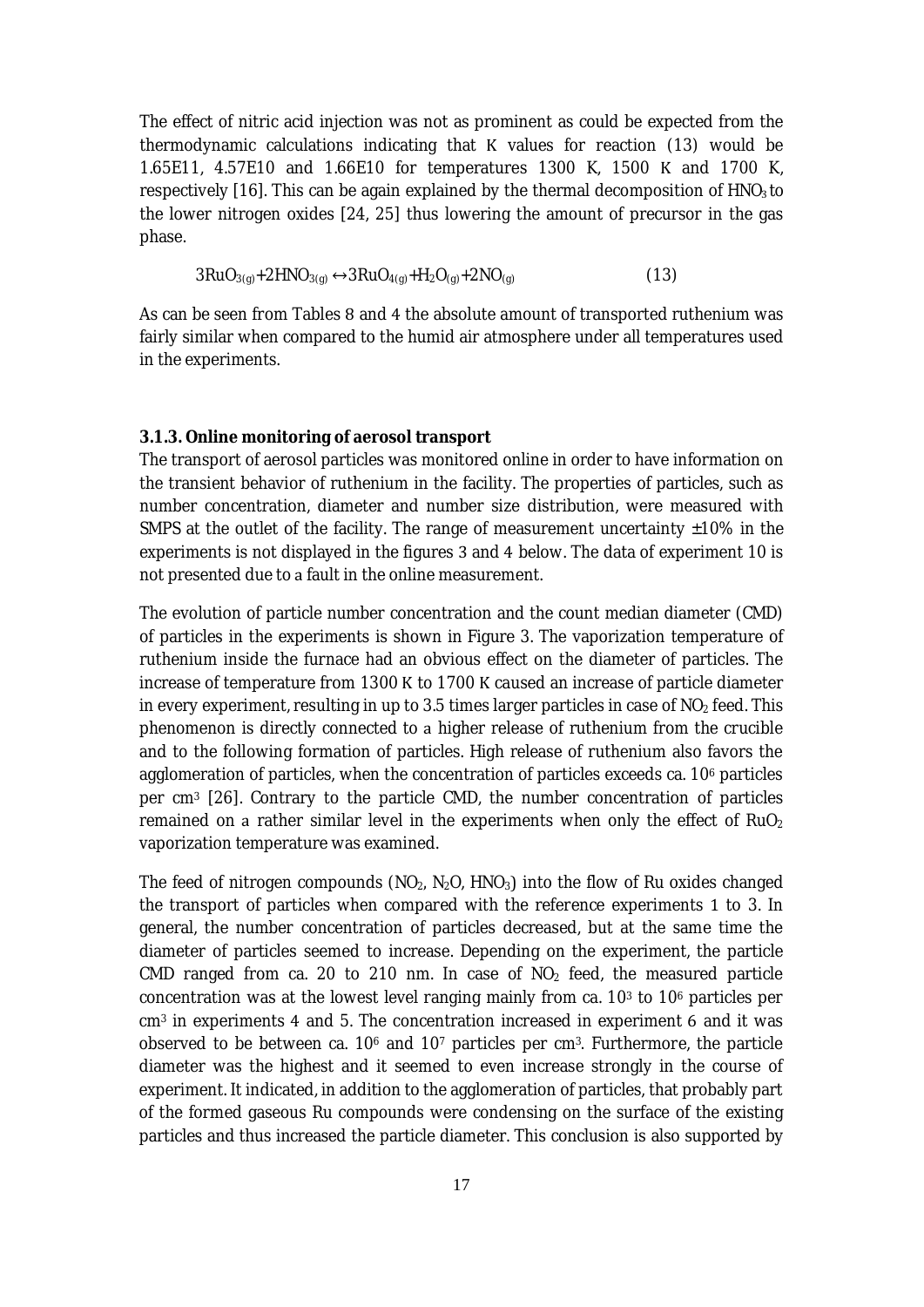The effect of nitric acid injection was not as prominent as could be expected from the thermodynamic calculations indicating that K values for reaction (13) would be 1.65E11, 4.57E10 and 1.66E10 for temperatures 1300 K, 1500 K and 1700 K, respectively [16]. This can be again explained by the thermal decomposition of $HNO_3$ to the lower nitrogen oxides [24, 25] thus lowering the amount of precursor in the gas phase.

$$3RuO_{3(g)}+2HNO_{3(g)} \leftrightarrow 3RuO_{4(g)}+H_2O_{(g)}+2NO_{(g)} \quad (13)$$

As can be seen from Tables 8 and 4 the absolute amount of transported ruthenium was fairly similar when compared to the humid air atmosphere under all temperatures used in the experiments.

### 3.1.3. Online monitoring of aerosol transport

The transport of aerosol particles was monitored online in order to have information on the transient behavior of ruthenium in the facility. The properties of particles, such as number concentration, diameter and number size distribution, were measured with SMPS at the outlet of the facility. The range of measurement uncertainty ±10% in the experiments is not displayed in the figures 3 and 4 below. The data of experiment 10 is not presented due to a fault in the online measurement.

The evolution of particle number concentration and the count median diameter (CMD) of particles in the experiments is shown in Figure 3. The vaporization temperature of ruthenium inside the furnace had an obvious effect on the diameter of particles. The increase of temperature from 1300 K to 1700 K caused an increase of particle diameter in every experiment, resulting in up to 3.5 times larger particles in case of $NO_2$ feed. This phenomenon is directly connected to a higher release of ruthenium from the crucible and to the following formation of particles. High release of ruthenium also favors the agglomeration of particles, when the concentration of particles exceeds ca. $10^6$ particles per $cm^3$ [26]. Contrary to the particle CMD, the number concentration of particles remained on a rather similar level in the experiments when only the effect of $RuO_2$ vaporization temperature was examined.

The feed of nitrogen compounds ($NO_2$, $N_2O$, $HNO_3$) into the flow of Ru oxides changed the transport of particles when compared with the reference experiments 1 to 3. In general, the number concentration of particles decreased, but at the same time the diameter of particles seemed to increase. Depending on the experiment, the particle CMD ranged from ca. 20 to 210 nm. In case of $NO_2$ feed, the measured particle concentration was at the lowest level ranging mainly from ca. $10^3$ to $10^6$ particles per $cm^3$ in experiments 4 and 5. The concentration increased in experiment 6 and it was observed to be between ca. $10^6$ and $10^7$ particles per $cm^3$. Furthermore, the particle diameter was the highest and it seemed to even increase strongly in the course of experiment. It indicated, in addition to the agglomeration of particles, that probably part of the formed gaseous Ru compounds were condensing on the surface of the existing particles and thus increased the particle diameter. This conclusion is also supported by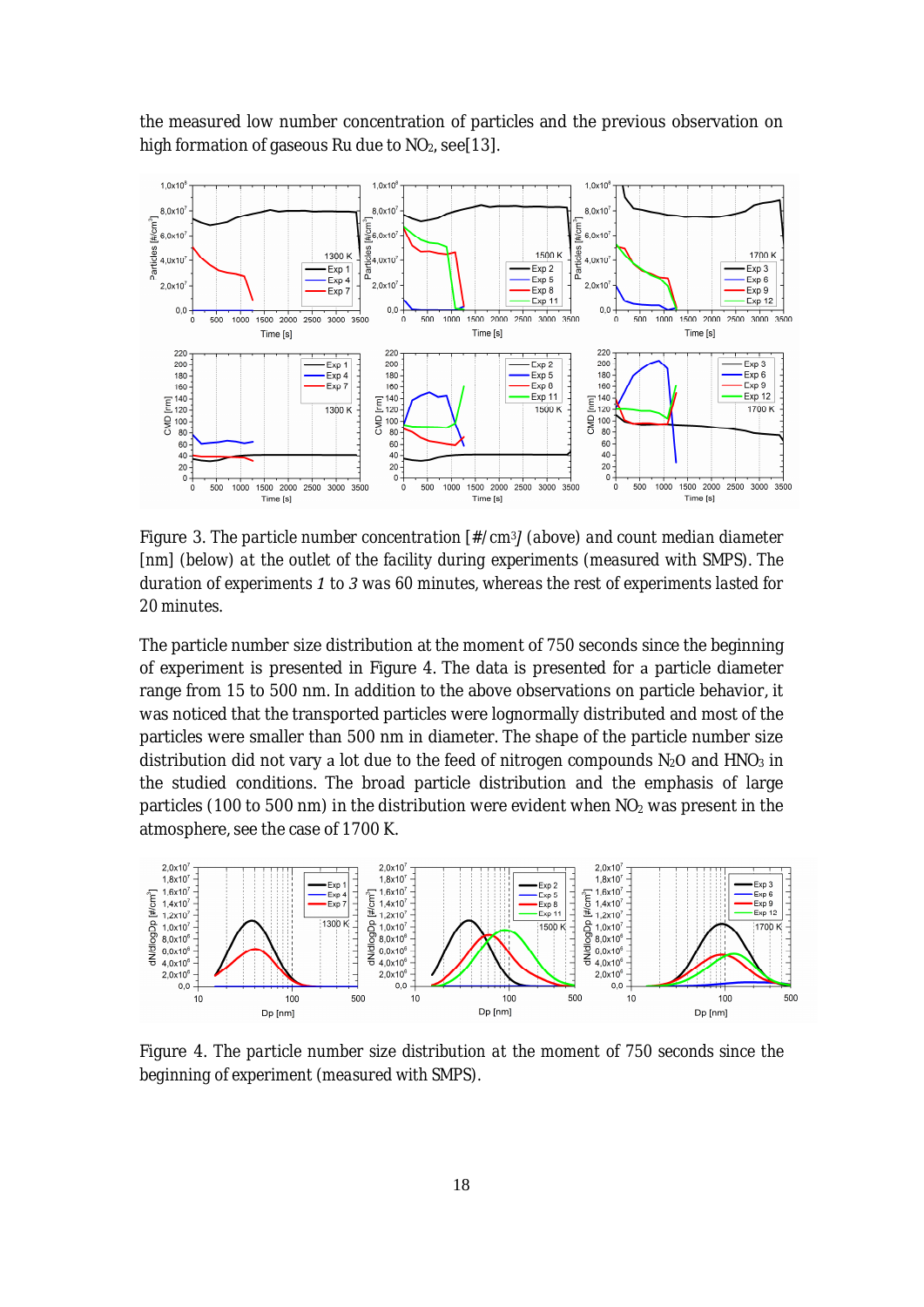the measured low number concentration of particles and the previous observation on high formation of gaseous Ru due to $NO_2$, see[13].

Figure 3. The particle number concentration [#/cm$^3$] (above) and count median diameter [nm] (below) at the outlet of the facility during experiments (measured with SMPS). The duration of experiments *1* to *3* was 60 minutes, whereas the rest of experiments lasted for 20 minutes.

The particle number size distribution at the moment of 750 seconds since the beginning of experiment is presented in Figure 4. The data is presented for a particle diameter range from 15 to 500 nm. In addition to the above observations on particle behavior, it was noticed that the transported particles were lognormally distributed and most of the particles were smaller than 500 nm in diameter. The shape of the particle number size distribution did not vary a lot due to the feed of nitrogen compounds $N_2O$ and $HNO_3$ in the studied conditions. The broad particle distribution and the emphasis of large particles (100 to 500 nm) in the distribution were evident when $NO_2$ was present in the atmosphere, see the case of 1700 K.

Figure 4. The particle number size distribution at the moment of 750 seconds since the beginning of experiment (measured with SMPS).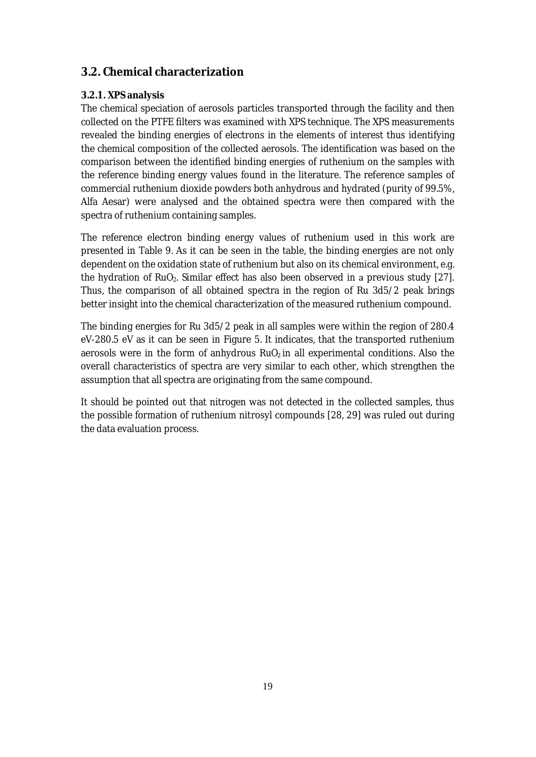## 3.2. Chemical characterization

### 3.2.1. XPS analysis

The chemical speciation of aerosols particles transported through the facility and then collected on the PTFE filters was examined with XPS technique. The XPS measurements revealed the binding energies of electrons in the elements of interest thus identifying the chemical composition of the collected aerosols. The identification was based on the comparison between the identified binding energies of ruthenium on the samples with the reference binding energy values found in the literature. The reference samples of commercial ruthenium dioxide powders both anhydrous and hydrated (purity of 99.5%, Alfa Aesar) were analysed and the obtained spectra were then compared with the spectra of ruthenium containing samples.

The reference electron binding energy values of ruthenium used in this work are presented in Table 9. As it can be seen in the table, the binding energies are not only dependent on the oxidation state of ruthenium but also on its chemical environment, e.g. the hydration of $RuO_2$. Similar effect has also been observed in a previous study [27]. Thus, the comparison of all obtained spectra in the region of Ru 3d5/2 peak brings better insight into the chemical characterization of the measured ruthenium compound.

The binding energies for Ru 3d5/2 peak in all samples were within the region of 280.4 eV-280.5 eV as it can be seen in Figure 5. It indicates, that the transported ruthenium aerosols were in the form of anhydrous $RuO_2$ in all experimental conditions. Also the overall characteristics of spectra are very similar to each other, which strengthen the assumption that all spectra are originating from the same compound.

It should be pointed out that nitrogen was not detected in the collected samples, thus the possible formation of ruthenium nitrosyl compounds [28, 29] was ruled out during the data evaluation process.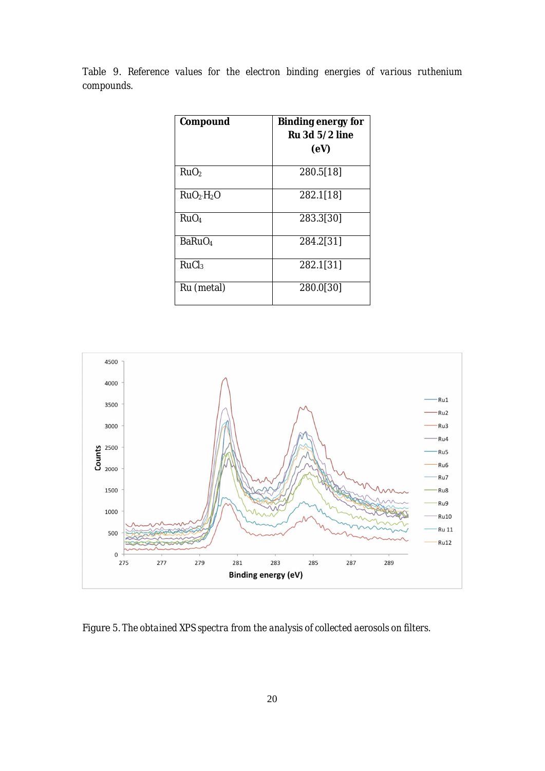Table 9. Reference values for the electron binding energies of various ruthenium compounds.

| Compound | Binding energy for Ru 3d 5/2 line (eV) |
|---|---|
| $RuO_2$ | 280.5[18] |
| $RuO_2 \cdot H_2O$ | 282.1[18] |
| $RuO_4$ | 283.3[30] |
| $BaRuO_4$ | 284.2[31] |
| $RuCl_3$ | 282.1[31] |
| Ru (metal) | 280.0[30] |

Figure 5. The obtained XPS spectra from the analysis of collected aerosols on filters.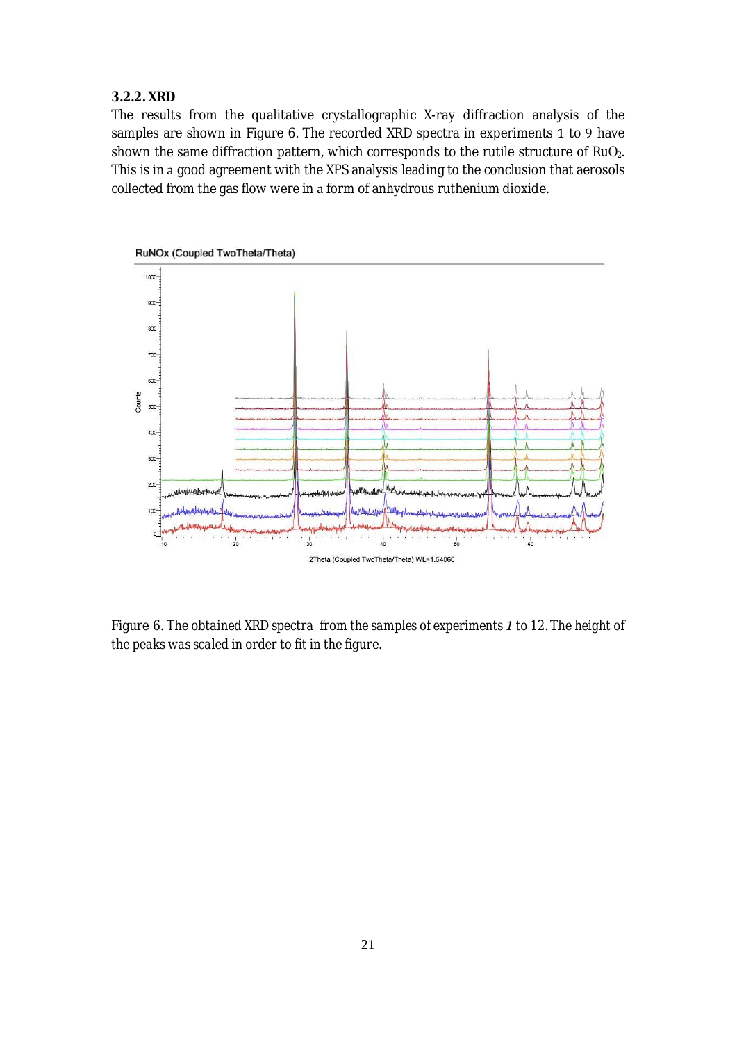### 3.2.2. XRD

The results from the qualitative crystallographic X-ray diffraction analysis of the samples are shown in Figure 6. The recorded XRD spectra in experiments 1 to 9 have shown the same diffraction pattern, which corresponds to the rutile structure of $RuO_2$. This is in a good agreement with the XPS analysis leading to the conclusion that aerosols collected from the gas flow were in a form of anhydrous ruthenium dioxide.

*Figure 6. The obtained XRD spectra from the samples of experiments 1 to 12. The height of the peaks was scaled in order to fit in the figure.*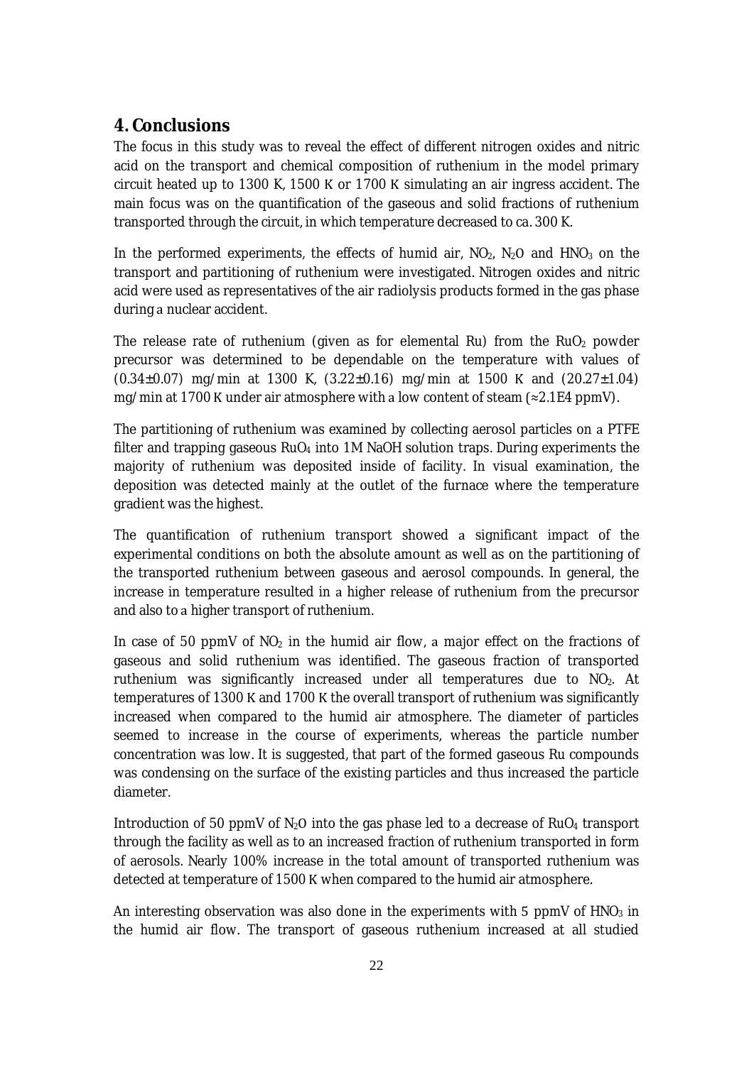## 4. Conclusions

The focus in this study was to reveal the effect of different nitrogen oxides and nitric acid on the transport and chemical composition of ruthenium in the model primary circuit heated up to 1300 K, 1500 K or 1700 K simulating an air ingress accident. The main focus was on the quantification of the gaseous and solid fractions of ruthenium transported through the circuit, in which temperature decreased to ca. 300 K.

In the performed experiments, the effects of humid air, $NO_2$, $N_2O$ and $HNO_3$ on the transport and partitioning of ruthenium were investigated. Nitrogen oxides and nitric acid were used as representatives of the air radiolysis products formed in the gas phase during a nuclear accident.

The release rate of ruthenium (given as for elemental Ru) from the $RuO_2$ powder precursor was determined to be dependable on the temperature with values of (0.34±0.07) mg/min at 1300 K, (3.22±0.16) mg/min at 1500 K and (20.27±1.04) mg/min at 1700 K under air atmosphere with a low content of steam (≈2.1E4 ppmV).

The partitioning of ruthenium was examined by collecting aerosol particles on a PTFE filter and trapping gaseous $RuO_4$ into 1M NaOH solution traps. During experiments the majority of ruthenium was deposited inside of facility. In visual examination, the deposition was detected mainly at the outlet of the furnace where the temperature gradient was the highest.

The quantification of ruthenium transport showed a significant impact of the experimental conditions on both the absolute amount as well as on the partitioning of the transported ruthenium between gaseous and aerosol compounds. In general, the increase in temperature resulted in a higher release of ruthenium from the precursor and also to a higher transport of ruthenium.

In case of 50 ppmV of $NO_2$ in the humid air flow, a major effect on the fractions of gaseous and solid ruthenium was identified. The gaseous fraction of transported ruthenium was significantly increased under all temperatures due to $NO_2$. At temperatures of 1300 K and 1700 K the overall transport of ruthenium was significantly increased when compared to the humid air atmosphere. The diameter of particles seemed to increase in the course of experiments, whereas the particle number concentration was low. It is suggested, that part of the formed gaseous Ru compounds was condensing on the surface of the existing particles and thus increased the particle diameter.

Introduction of 50 ppmV of $N_2O$ into the gas phase led to a decrease of $RuO_4$ transport through the facility as well as to an increased fraction of ruthenium transported in form of aerosols. Nearly 100% increase in the total amount of transported ruthenium was detected at temperature of 1500 K when compared to the humid air atmosphere.

An interesting observation was also done in the experiments with 5 ppmV of $HNO_3$ in the humid air flow. The transport of gaseous ruthenium increased at all studied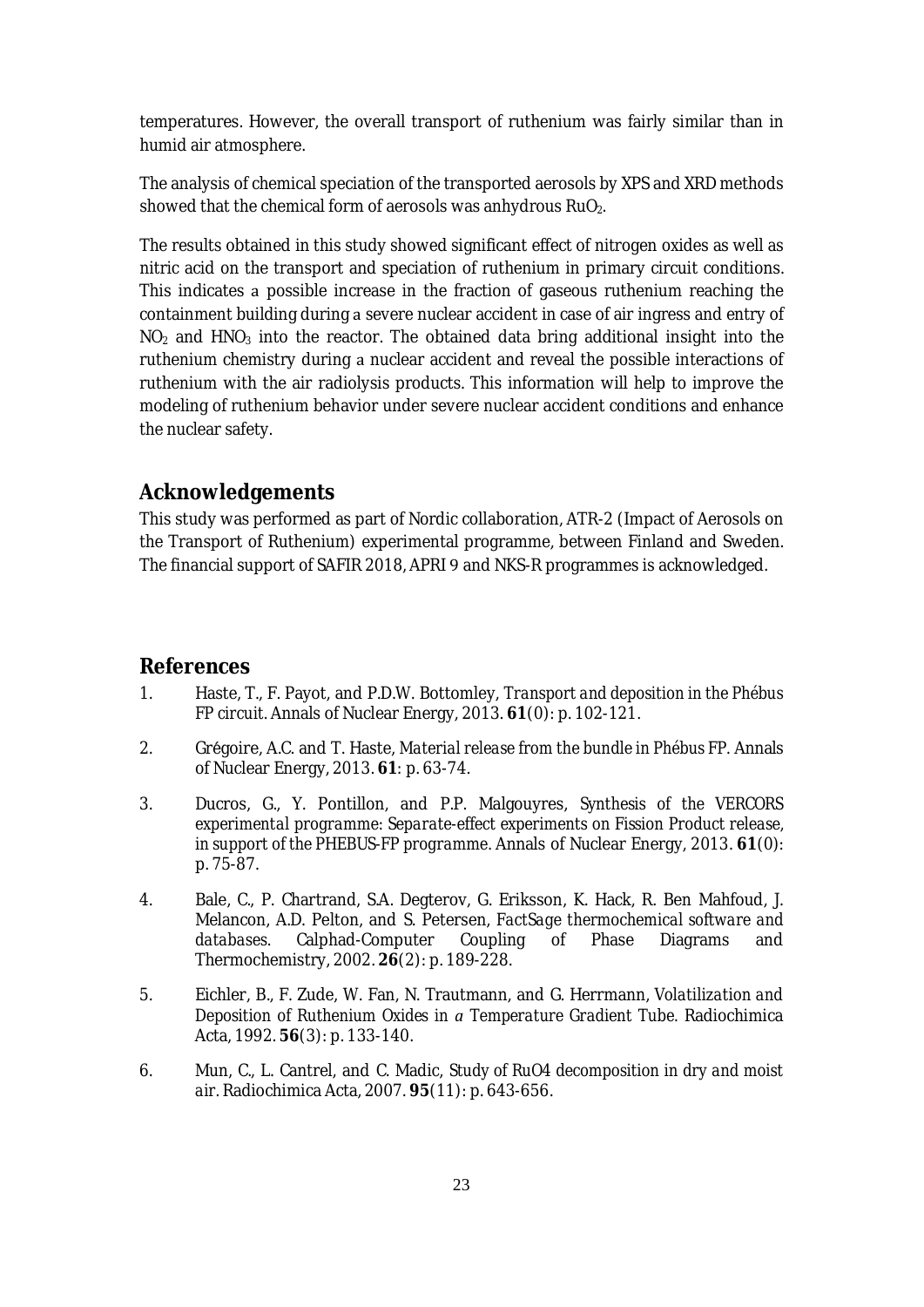temperatures. However, the overall transport of ruthenium was fairly similar than in humid air atmosphere.

The analysis of chemical speciation of the transported aerosols by XPS and XRD methods showed that the chemical form of aerosols was anhydrous $RuO_2$.

The results obtained in this study showed significant effect of nitrogen oxides as well as nitric acid on the transport and speciation of ruthenium in primary circuit conditions. This indicates a possible increase in the fraction of gaseous ruthenium reaching the containment building during a severe nuclear accident in case of air ingress and entry of $NO_2$ and $HNO_3$ into the reactor. The obtained data bring additional insight into the ruthenium chemistry during a nuclear accident and reveal the possible interactions of ruthenium with the air radiolysis products. This information will help to improve the modeling of ruthenium behavior under severe nuclear accident conditions and enhance the nuclear safety.

## Acknowledgements

This study was performed as part of Nordic collaboration, ATR-2 (Impact of Aerosols on the Transport of Ruthenium) experimental programme, between Finland and Sweden. The financial support of SAFIR 2018, APRI 9 and NKS-R programmes is acknowledged.

## References

1. Haste, T., F. Payot, and P.D.W. Bottomley, *Transport and deposition in the Phébus FP circuit*. Annals of Nuclear Energy, 2013. **61**(0): p. 102-121.

2. Grégoire, A.C. and T. Haste, *Material release from the bundle in Phébus FP*. Annals of Nuclear Energy, 2013. **61**: p. 63-74.

3. Ducros, G., Y. Pontillon, and P.P. Malgouyres, *Synthesis of the VERCORS experimental programme: Separate-effect experiments on Fission Product release, in support of the PHEBUS-FP programme*. Annals of Nuclear Energy, 2013. **61**(0): p. 75-87.

4. Bale, C., P. Chartrand, S.A. Degterov, G. Eriksson, K. Hack, R. Ben Mahfoud, J. Melancon, A.D. Pelton, and S. Petersen, *FactSage thermochemical software and databases*. Calphad-Computer Coupling of Phase Diagrams and Thermochemistry, 2002. **26**(2): p. 189-228.

5. Eichler, B., F. Zude, W. Fan, N. Trautmann, and G. Herrmann, *Volatilization and Deposition of Ruthenium Oxides in a Temperature Gradient Tube*. Radiochimica Acta, 1992. **56**(3): p. 133-140.

6. Mun, C., L. Cantrel, and C. Madic, *Study of RuO4 decomposition in dry and moist air*. Radiochimica Acta, 2007. **95**(11): p. 643-656.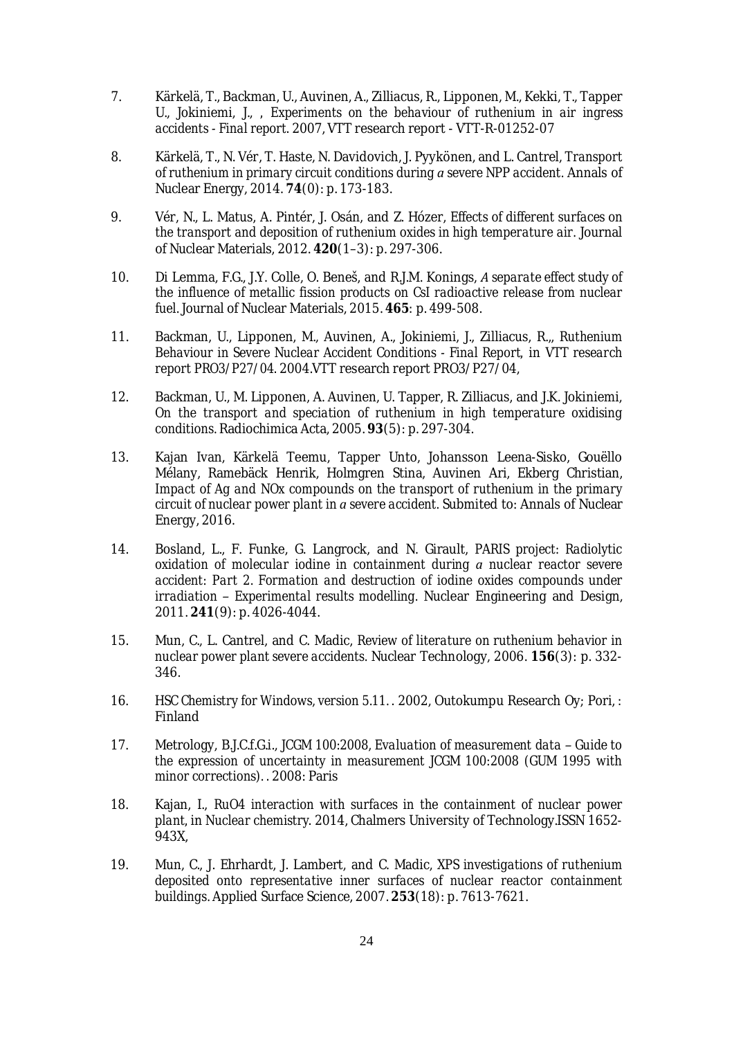7. Kärkelä, T., Backman, U., Auvinen, A., Zilliacus, R., Lipponen, M., Kekki, T., Tapper U., Jokiniemi, J., , *Experiments on the behaviour of ruthenium in air ingress accidents - Final report*. 2007, VTT research report - VTT-R-01252-07

8. Kärkelä, T., N. Vér, T. Haste, N. Davidovich, J. Pyykönen, and L. Cantrel, *Transport of ruthenium in primary circuit conditions during a severe NPP accident*. Annals of Nuclear Energy, 2014. **74**(0): p. 173-183.

9. Vér, N., L. Matus, A. Pintér, J. Osán, and Z. Hózer, *Effects of different surfaces on the transport and deposition of ruthenium oxides in high temperature air*. Journal of Nuclear Materials, 2012. **420**(1–3): p. 297-306.

10. Di Lemma, F.G., J.Y. Colle, O. Beneš, and R.J.M. Konings, *A separate effect study of the influence of metallic fission products on CsI radioactive release from nuclear fuel*. Journal of Nuclear Materials, 2015. **465**: p. 499-508.

11. Backman, U., Lipponen, M., Auvinen, A., Jokiniemi, J., Zilliacus, R.,, *Ruthenium Behaviour in Severe Nuclear Accident Conditions - Final Report*, in *VTT research report PRO3/P27/04*. 2004.VTT research report PRO3/P27/04,

12. Backman, U., M. Lipponen, A. Auvinen, U. Tapper, R. Zilliacus, and J.K. Jokiniemi, *On the transport and speciation of ruthenium in high temperature oxidising conditions*. Radiochimica Acta, 2005. **93**(5): p. 297-304.

13. Kajan Ivan, Kärkelä Teemu, Tapper Unto, Johansson Leena-Sisko, Gouëllo Mélany, Ramebäck Henrik, Holmgren Stina, Auvinen Ari, Ekberg Christian, *Impact of Ag and NOx compounds on the transport of ruthenium in the primary circuit of nuclear power plant in a severe accident*. Submited to: Annals of Nuclear Energy, 2016.

14. Bosland, L., F. Funke, G. Langrock, and N. Girault, *PARIS project: Radiolytic oxidation of molecular iodine in containment during a nuclear reactor severe accident: Part 2. Formation and destruction of iodine oxides compounds under irradiation – Experimental results modelling*. Nuclear Engineering and Design, 2011. **241**(9): p. 4026-4044.

15. Mun, C., L. Cantrel, and C. Madic, *Review of literature on ruthenium behavior in nuclear power plant severe accidents*. Nuclear Technology, 2006. **156**(3): p. 332-346.

16. *HSC Chemistry for Windows, version 5.11.* . 2002, Outokumpu Research Oy; Pori, : Finland

17. Metrology, B.J.C.f.G.i., *JCGM 100:2008, Evaluation of measurement data – Guide to the expression of uncertainty in measurement JCGM 100:2008 (GUM 1995 with minor corrections)*. . 2008: Paris

18. Kajan, I., *RuO4 interaction with surfaces in the containment of nuclear power plant*, in *Nuclear chemistry*. 2014, Chalmers University of Technology.ISSN 1652-943X,

19. Mun, C., J. Ehrhardt, J. Lambert, and C. Madic, *XPS investigations of ruthenium deposited onto representative inner surfaces of nuclear reactor containment buildings*. Applied Surface Science, 2007. **253**(18): p. 7613-7621.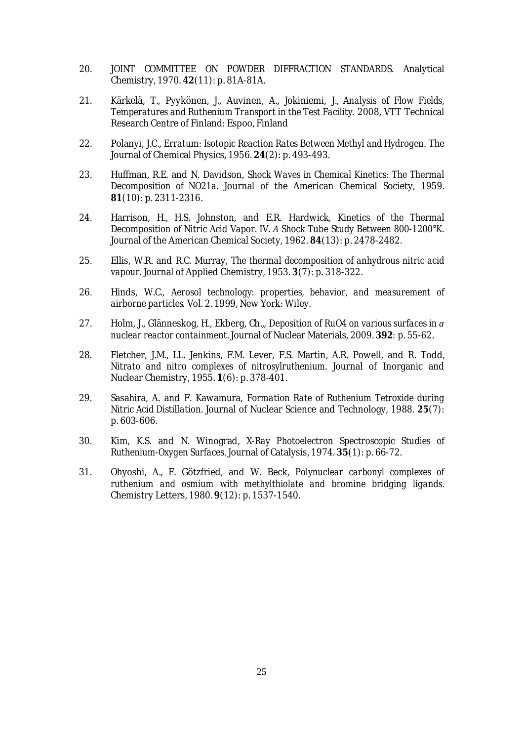20. JOINT COMMITTEE ON POWDER DIFFRACTION STANDARDS. Analytical Chemistry, 1970. **42**(11): p. 81A-81A.

21. Kärkelä, T., Pyykönen, J., Auvinen, A., Jokiniemi, J., *Analysis of Flow Fields, Temperatures and Ruthenium Transport in the Test Facility*. 2008, VTT Technical Research Centre of Finland: Espoo, Finland

22. Polanyi, J.C., *Erratum: Isotopic Reaction Rates Between Methyl and Hydrogen*. The Journal of Chemical Physics, 1956. **24**(2): p. 493-493.

23. Huffman, R.E. and N. Davidson, *Shock Waves in Chemical Kinetics: The Thermal Decomposition of NO21a*. Journal of the American Chemical Society, 1959. **81**(10): p. 2311-2316.

24. Harrison, H., H.S. Johnston, and E.R. Hardwick, *Kinetics of the Thermal Decomposition of Nitric Acid Vapor. IV. A Shock Tube Study Between 800-1200°K*. Journal of the American Chemical Society, 1962. **84**(13): p. 2478-2482.

25. Ellis, W.R. and R.C. Murray, *The thermal decomposition of anhydrous nitric acid vapour*. Journal of Applied Chemistry, 1953. **3**(7): p. 318-322.

26. Hinds, W.C., *Aerosol technology: properties, behavior, and measurement of airborne particles*. Vol. 2. 1999, New York: Wiley.

27. Holm, J., Glänneskog, H., Ekberg, Ch.,, *Deposition of RuO4 on various surfaces in a nuclear reactor containment*. Journal of Nuclear Materials, 2009. **392**: p. 55-62.

28. Fletcher, J.M., I.L. Jenkins, F.M. Lever, F.S. Martin, A.R. Powell, and R. Todd, *Nitrato and nitro complexes of nitrosylruthenium*. Journal of Inorganic and Nuclear Chemistry, 1955. **1**(6): p. 378-401.

29. Sasahira, A. and F. Kawamura, *Formation Rate of Ruthenium Tetroxide during Nitric Acid Distillation*. Journal of Nuclear Science and Technology, 1988. **25**(7): p. 603-606.

30. Kim, K.S. and N. Winograd, *X-Ray Photoelectron Spectroscopic Studies of Ruthenium-Oxygen Surfaces*. Journal of Catalysis, 1974. **35**(1): p. 66-72.

31. Ohyoshi, A., F. Götzfried, and W. Beck, *Polynuclear carbonyl complexes of ruthenium and osmium with methylthiolate and bromine bridging ligands*. Chemistry Letters, 1980. **9**(12): p. 1537-1540.